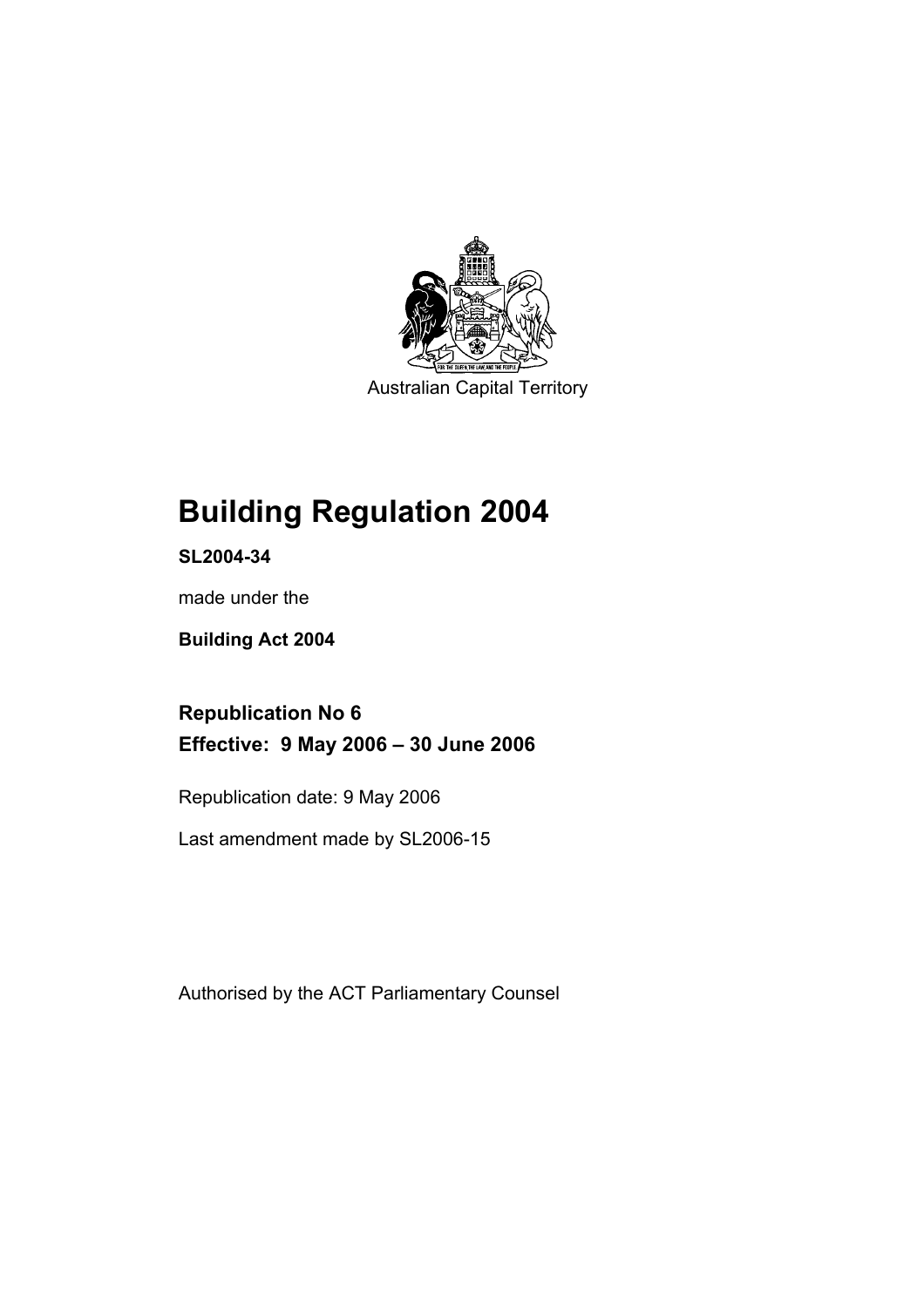Australian Capital Territory

# Building Regulation 2004

**SL2004-34**

made under the

**Building Act 2004**

## Republication No 6

## Effective: 9 May 2006 – 30 June 2006

Republication date: 9 May 2006

Last amendment made by SL2006-15

Authorised by the ACT Parliamentary Counsel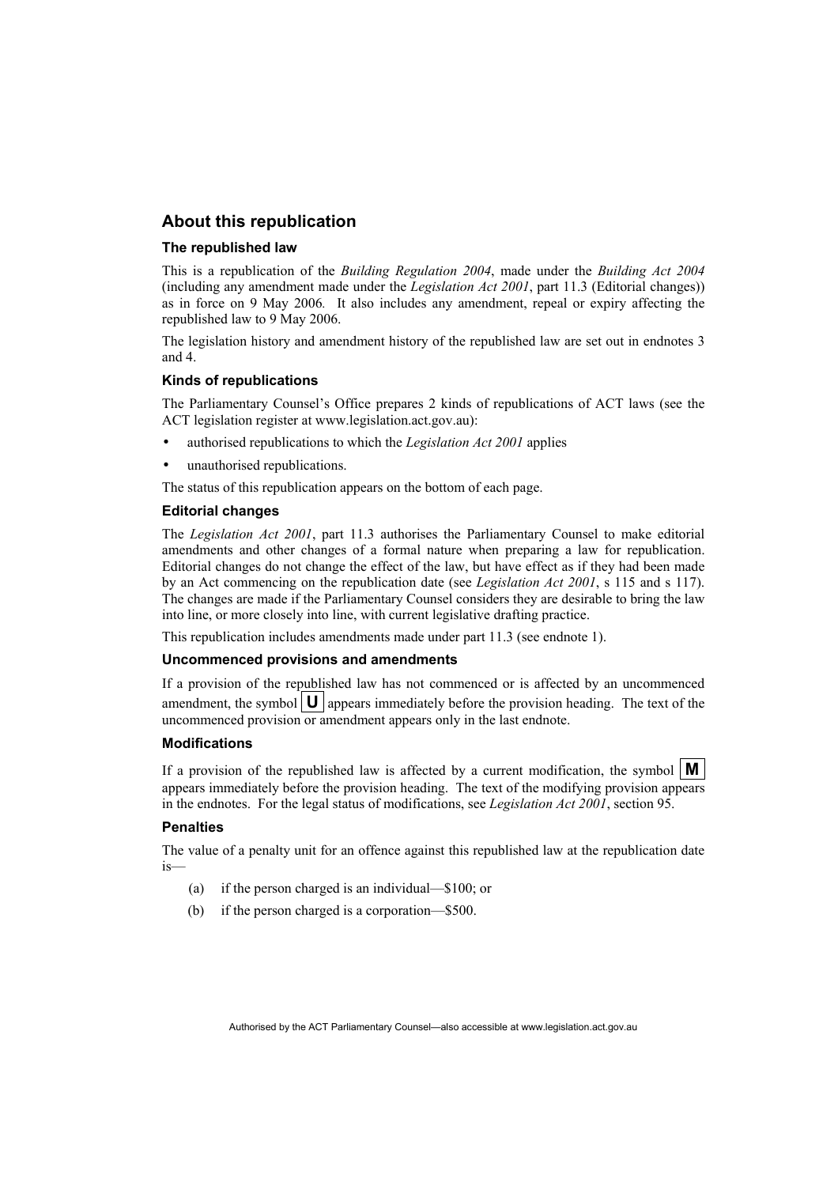## About this republication

### The republished law

This is a republication of the *Building Regulation 2004*, made under the *Building Act 2004* (including any amendment made under the *Legislation Act 2001*, part 11.3 (Editorial changes)) as in force on 9 May 2006. It also includes any amendment, repeal or expiry affecting the republished law to 9 May 2006.

The legislation history and amendment history of the republished law are set out in endnotes 3 and 4.

### Kinds of republications

The Parliamentary Counsel's Office prepares 2 kinds of republications of ACT laws (see the ACT legislation register at www.legislation.act.gov.au):

- authorised republications to which the *Legislation Act 2001* applies
- unauthorised republications.

The status of this republication appears on the bottom of each page.

### Editorial changes

The *Legislation Act 2001*, part 11.3 authorises the Parliamentary Counsel to make editorial amendments and other changes of a formal nature when preparing a law for republication. Editorial changes do not change the effect of the law, but have effect as if they had been made by an Act commencing on the republication date (see *Legislation Act 2001*, s 115 and s 117). The changes are made if the Parliamentary Counsel considers they are desirable to bring the law into line, or more closely into line, with current legislative drafting practice.

This republication includes amendments made under part 11.3 (see endnote 1).

### Uncommenced provisions and amendments

If a provision of the republished law has not commenced or is affected by an uncommenced amendment, the symbol **U** appears immediately before the provision heading. The text of the uncommenced provision or amendment appears only in the last endnote.

### Modifications

If a provision of the republished law is affected by a current modification, the symbol **M** appears immediately before the provision heading. The text of the modifying provision appears in the endnotes. For the legal status of modifications, see *Legislation Act 2001*, section 95.

### Penalties

The value of a penalty unit for an offence against this republished law at the republication date is—

(a) if the person charged is an individual—$100; or

(b) if the person charged is a corporation—$500.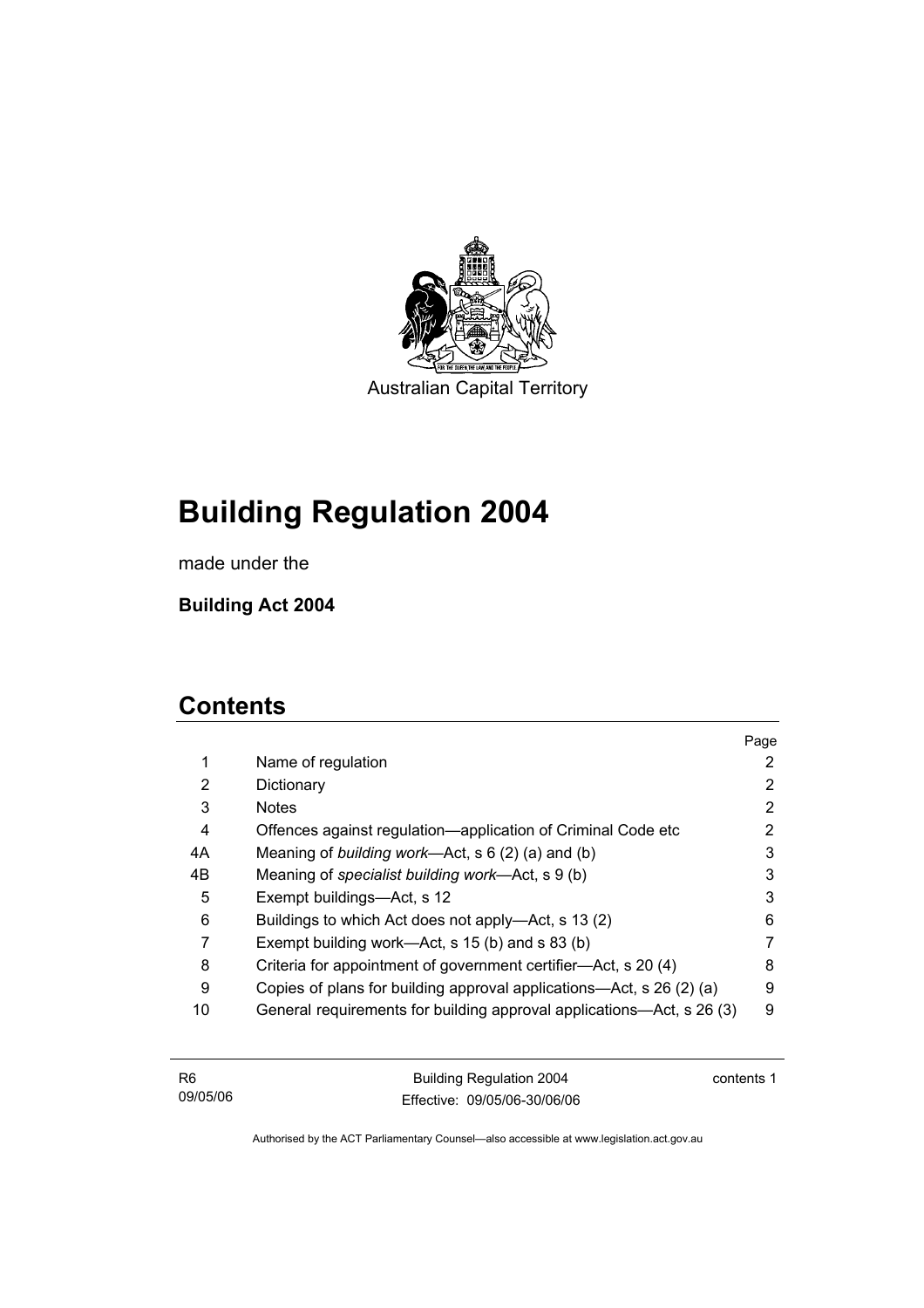Australian Capital Territory

# Building Regulation 2004

made under the

**Building Act 2004**

## Contents

| | | Page |
|---|---|---|
| 1 | Name of regulation | 2 |
| 2 | Dictionary | 2 |
| 3 | Notes | 2 |
| 4 | Offences against regulation—application of Criminal Code etc | 2 |
| 4A | Meaning of *building work*—Act, s 6 (2) (a) and (b) | 3 |
| 4B | Meaning of *specialist building work*—Act, s 9 (b) | 3 |
| 5 | Exempt buildings—Act, s 12 | 3 |
| 6 | Buildings to which Act does not apply—Act, s 13 (2) | 6 |
| 7 | Exempt building work—Act, s 15 (b) and s 83 (b) | 7 |
| 8 | Criteria for appointment of government certifier—Act, s 20 (4) | 8 |
| 9 | Copies of plans for building approval applications—Act, s 26 (2) (a) | 9 |
| 10 | General requirements for building approval applications—Act, s 26 (3) | 9 |

Authorised by the ACT Parliamentary Counsel—also accessible at www.legislation.act.gov.au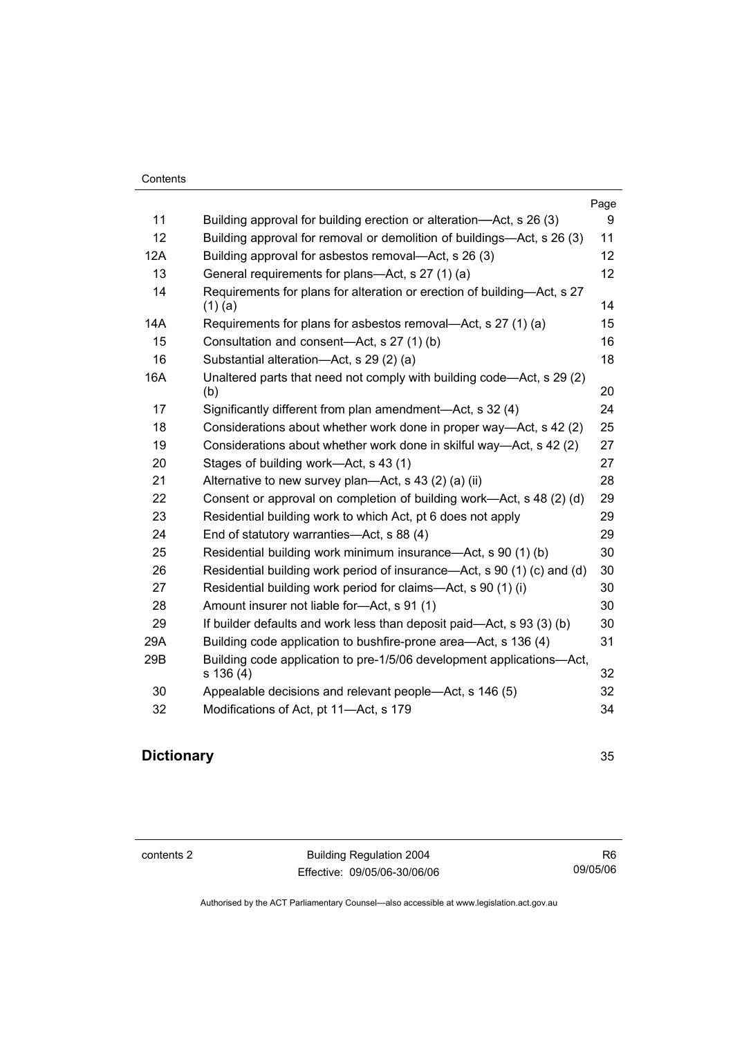| | | Page |
|---|---|---|
| 11 | Building approval for building erection or alteration—Act, s 26 (3) | 9 |
| 12 | Building approval for removal or demolition of buildings—Act, s 26 (3) | 11 |
| 12A | Building approval for asbestos removal—Act, s 26 (3) | 12 |
| 13 | General requirements for plans—Act, s 27 (1) (a) | 12 |
| 14 | Requirements for plans for alteration or erection of building—Act, s 27 (1) (a) | 14 |
| 14A | Requirements for plans for asbestos removal—Act, s 27 (1) (a) | 15 |
| 15 | Consultation and consent—Act, s 27 (1) (b) | 16 |
| 16 | Substantial alteration—Act, s 29 (2) (a) | 18 |
| 16A | Unaltered parts that need not comply with building code—Act, s 29 (2) (b) | 20 |
| 17 | Significantly different from plan amendment—Act, s 32 (4) | 24 |
| 18 | Considerations about whether work done in proper way—Act, s 42 (2) | 25 |
| 19 | Considerations about whether work done in skilful way—Act, s 42 (2) | 27 |
| 20 | Stages of building work—Act, s 43 (1) | 27 |
| 21 | Alternative to new survey plan—Act, s 43 (2) (a) (ii) | 28 |
| 22 | Consent or approval on completion of building work—Act, s 48 (2) (d) | 29 |
| 23 | Residential building work to which Act, pt 6 does not apply | 29 |
| 24 | End of statutory warranties—Act, s 88 (4) | 29 |
| 25 | Residential building work minimum insurance—Act, s 90 (1) (b) | 30 |
| 26 | Residential building work period of insurance—Act, s 90 (1) (c) and (d) | 30 |
| 27 | Residential building work period for claims—Act, s 90 (1) (i) | 30 |
| 28 | Amount insurer not liable for—Act, s 91 (1) | 30 |
| 29 | If builder defaults and work less than deposit paid—Act, s 93 (3) (b) | 30 |
| 29A | Building code application to bushfire-prone area—Act, s 136 (4) | 31 |
| 29B | Building code application to pre-1/5/06 development applications—Act, s 136 (4) | 32 |
| 30 | Appealable decisions and relevant people—Act, s 146 (5) | 32 |
| 32 | Modifications of Act, pt 11—Act, s 179 | 34 |

**Dictionary** 35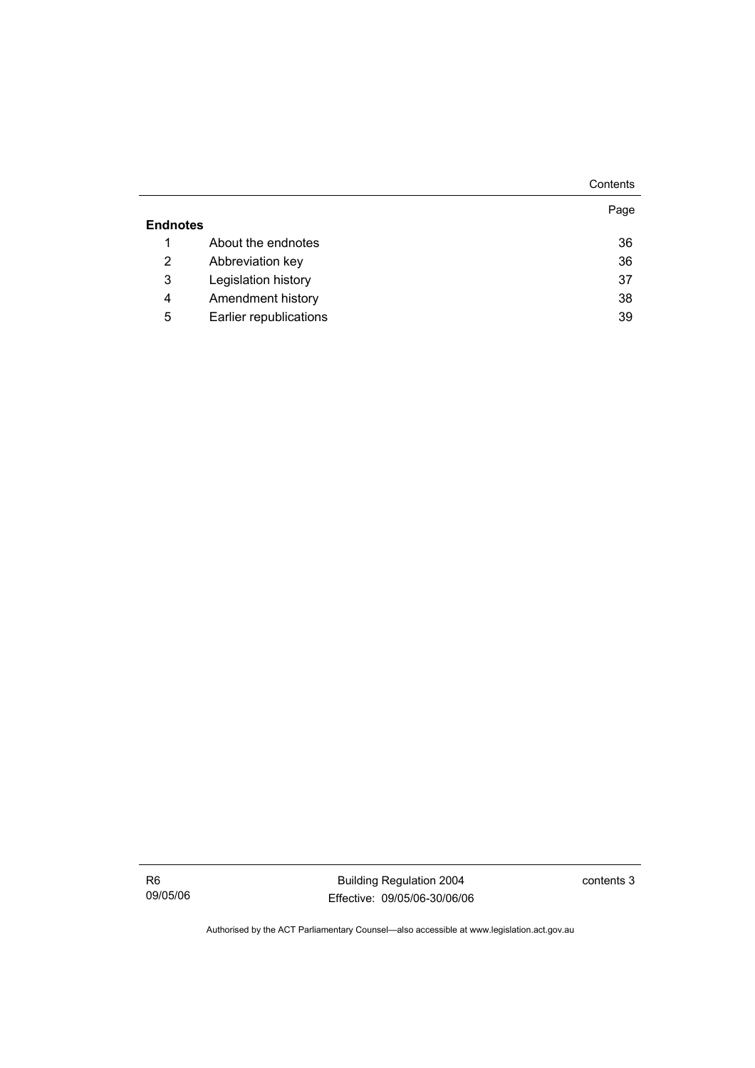**Endnotes**

| | | Page |
|---|---|---|
| 1 | About the endnotes | 36 |
| 2 | Abbreviation key | 36 |
| 3 | Legislation history | 37 |
| 4 | Amendment history | 38 |
| 5 | Earlier republications | 39 |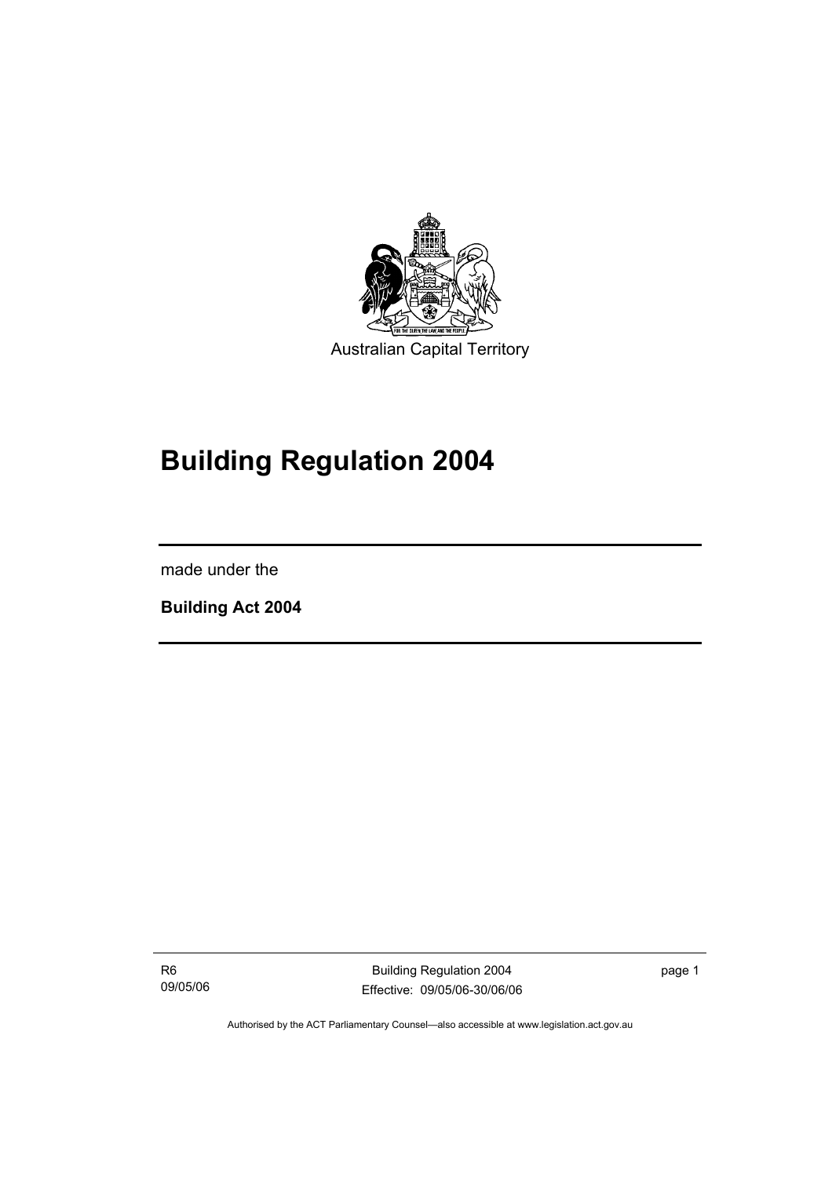Australian Capital Territory

# Building Regulation 2004

made under the

**Building Act 2004**

Authorised by the ACT Parliamentary Counsel—also accessible at www.legislation.act.gov.au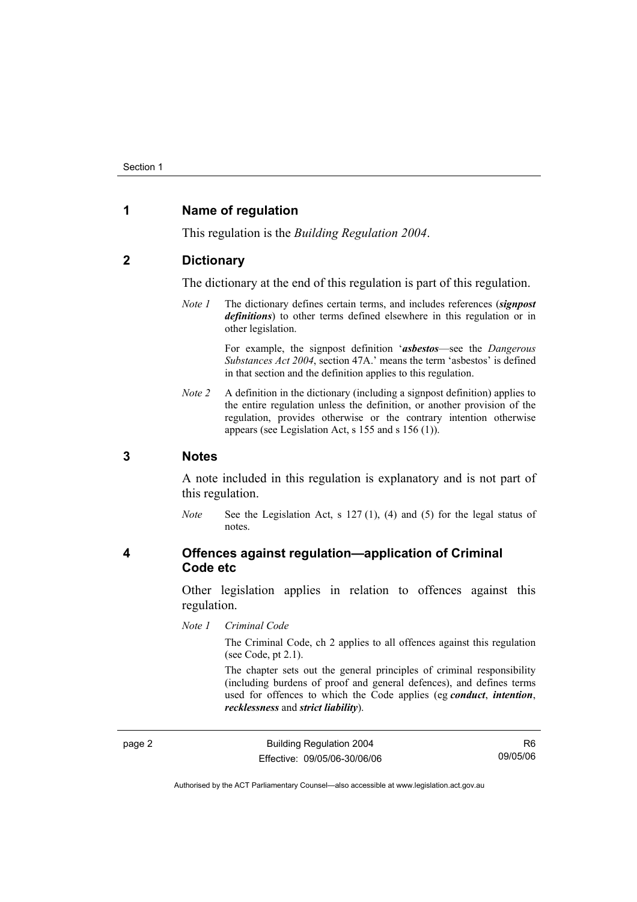## 1 Name of regulation

This regulation is the *Building Regulation 2004*.

## 2 Dictionary

The dictionary at the end of this regulation is part of this regulation.

*Note 1* The dictionary defines certain terms, and includes references (***signpost definitions***) to other terms defined elsewhere in this regulation or in other legislation.

For example, the signpost definition '***asbestos***—see the *Dangerous Substances Act 2004*, section 47A.' means the term 'asbestos' is defined in that section and the definition applies to this regulation.

*Note 2* A definition in the dictionary (including a signpost definition) applies to the entire regulation unless the definition, or another provision of the regulation, provides otherwise or the contrary intention otherwise appears (see Legislation Act, s 155 and s 156 (1)).

## 3 Notes

A note included in this regulation is explanatory and is not part of this regulation.

*Note* See the Legislation Act, s 127 (1), (4) and (5) for the legal status of notes.

## 4 Offences against regulation—application of Criminal Code etc

Other legislation applies in relation to offences against this regulation.

*Note 1* *Criminal Code*

The Criminal Code, ch 2 applies to all offences against this regulation (see Code, pt 2.1).

The chapter sets out the general principles of criminal responsibility (including burdens of proof and general defences), and defines terms used for offences to which the Code applies (eg ***conduct***, ***intention***, ***recklessness*** and ***strict liability***).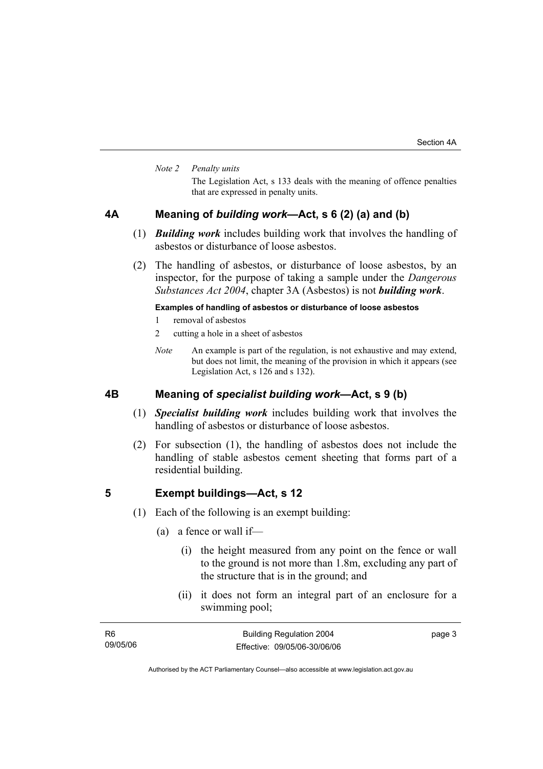*Note 2 Penalty units*

The Legislation Act, s 133 deals with the meaning of offence penalties that are expressed in penalty units.

## 4A Meaning of *building work*—Act, s 6 (2) (a) and (b)

(1) ***Building work*** includes building work that involves the handling of asbestos or disturbance of loose asbestos.

(2) The handling of asbestos, or disturbance of loose asbestos, by an inspector, for the purpose of taking a sample under the *Dangerous Substances Act 2004*, chapter 3A (Asbestos) is not ***building work***.

**Examples of handling of asbestos or disturbance of loose asbestos**

1 removal of asbestos

2 cutting a hole in a sheet of asbestos

*Note* An example is part of the regulation, is not exhaustive and may extend, but does not limit, the meaning of the provision in which it appears (see Legislation Act, s 126 and s 132).

## 4B Meaning of *specialist building work*—Act, s 9 (b)

(1) ***Specialist building work*** includes building work that involves the handling of asbestos or disturbance of loose asbestos.

(2) For subsection (1), the handling of asbestos does not include the handling of stable asbestos cement sheeting that forms part of a residential building.

## 5 Exempt buildings—Act, s 12

(1) Each of the following is an exempt building:

(a) a fence or wall if—

(i) the height measured from any point on the fence or wall to the ground is not more than 1.8m, excluding any part of the structure that is in the ground; and

(ii) it does not form an integral part of an enclosure for a swimming pool;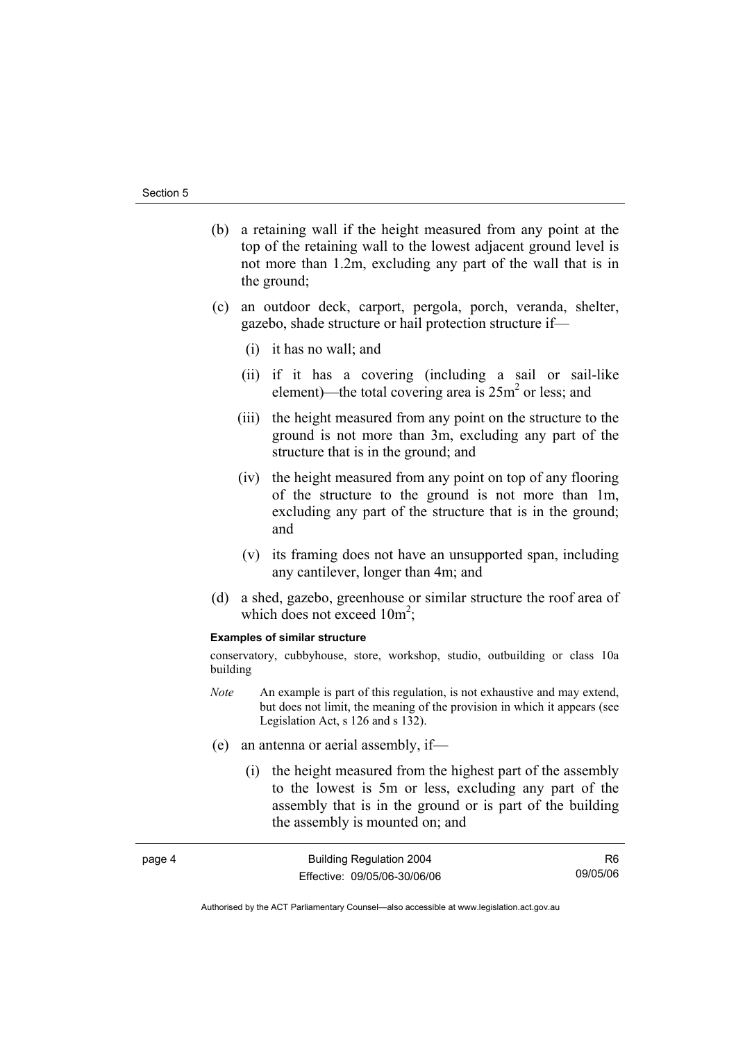(b) a retaining wall if the height measured from any point at the top of the retaining wall to the lowest adjacent ground level is not more than 1.2m, excluding any part of the wall that is in the ground;

(c) an outdoor deck, carport, pergola, porch, veranda, shelter, gazebo, shade structure or hail protection structure if—

  (i) it has no wall; and

  (ii) if it has a covering (including a sail or sail-like element)—the total covering area is $25m^2$ or less; and

  (iii) the height measured from any point on the structure to the ground is not more than 3m, excluding any part of the structure that is in the ground; and

  (iv) the height measured from any point on top of any flooring of the structure to the ground is not more than 1m, excluding any part of the structure that is in the ground; and

  (v) its framing does not have an unsupported span, including any cantilever, longer than 4m; and

(d) a shed, gazebo, greenhouse or similar structure the roof area of which does not exceed $10m^2$;

**Examples of similar structure**

conservatory, cubbyhouse, store, workshop, studio, outbuilding or class 10a building

*Note* An example is part of this regulation, is not exhaustive and may extend, but does not limit, the meaning of the provision in which it appears (see Legislation Act, s 126 and s 132).

(e) an antenna or aerial assembly, if—

  (i) the height measured from the highest part of the assembly to the lowest is 5m or less, excluding any part of the assembly that is in the ground or is part of the building the assembly is mounted on; and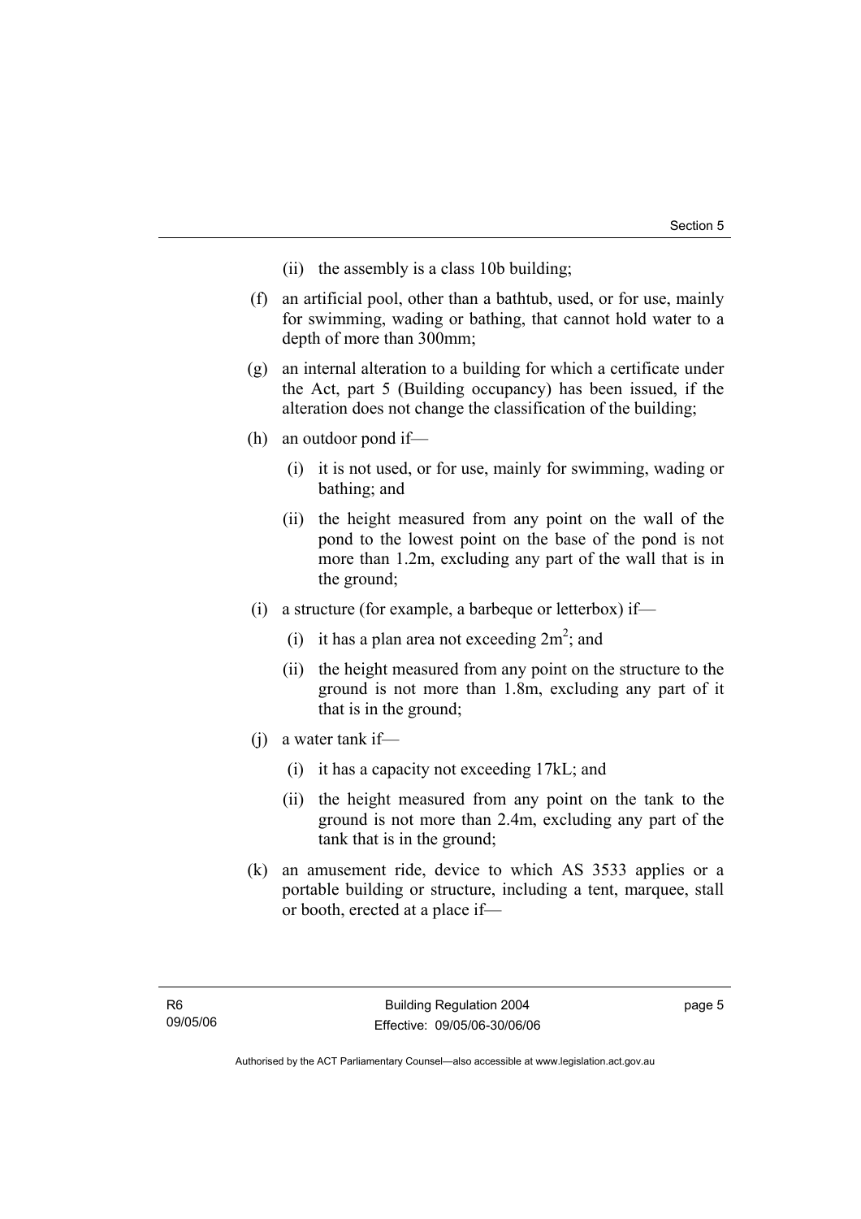(ii) the assembly is a class 10b building;

(f) an artificial pool, other than a bathtub, used, or for use, mainly for swimming, wading or bathing, that cannot hold water to a depth of more than 300mm;

(g) an internal alteration to a building for which a certificate under the Act, part 5 (Building occupancy) has been issued, if the alteration does not change the classification of the building;

(h) an outdoor pond if—

(i) it is not used, or for use, mainly for swimming, wading or bathing; and

(ii) the height measured from any point on the wall of the pond to the lowest point on the base of the pond is not more than 1.2m, excluding any part of the wall that is in the ground;

(i) a structure (for example, a barbeque or letterbox) if—

(i) it has a plan area not exceeding $2m^2$; and

(ii) the height measured from any point on the structure to the ground is not more than 1.8m, excluding any part of it that is in the ground;

(j) a water tank if—

(i) it has a capacity not exceeding 17kL; and

(ii) the height measured from any point on the tank to the ground is not more than 2.4m, excluding any part of the tank that is in the ground;

(k) an amusement ride, device to which AS 3533 applies or a portable building or structure, including a tent, marquee, stall or booth, erected at a place if—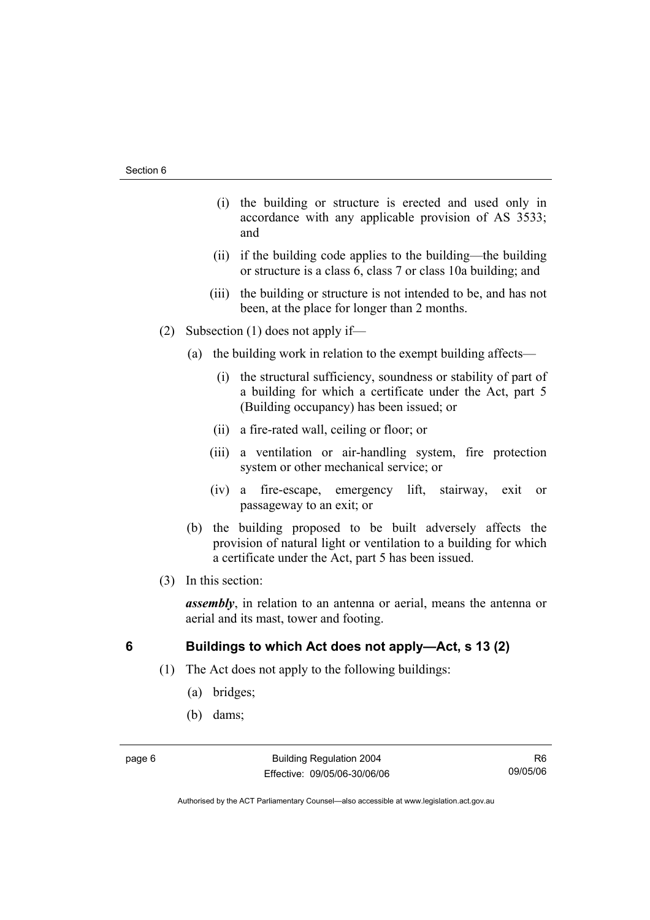(i) the building or structure is erected and used only in accordance with any applicable provision of AS 3533; and

(ii) if the building code applies to the building—the building or structure is a class 6, class 7 or class 10a building; and

(iii) the building or structure is not intended to be, and has not been, at the place for longer than 2 months.

(2) Subsection (1) does not apply if—

(a) the building work in relation to the exempt building affects—

(i) the structural sufficiency, soundness or stability of part of a building for which a certificate under the Act, part 5 (Building occupancy) has been issued; or

(ii) a fire-rated wall, ceiling or floor; or

(iii) a ventilation or air-handling system, fire protection system or other mechanical service; or

(iv) a fire-escape, emergency lift, stairway, exit or passageway to an exit; or

(b) the building proposed to be built adversely affects the provision of natural light or ventilation to a building for which a certificate under the Act, part 5 has been issued.

(3) In this section:

***assembly***, in relation to an antenna or aerial, means the antenna or aerial and its mast, tower and footing.

## 6 Buildings to which Act does not apply—Act, s 13 (2)

(1) The Act does not apply to the following buildings:

(a) bridges;

(b) dams;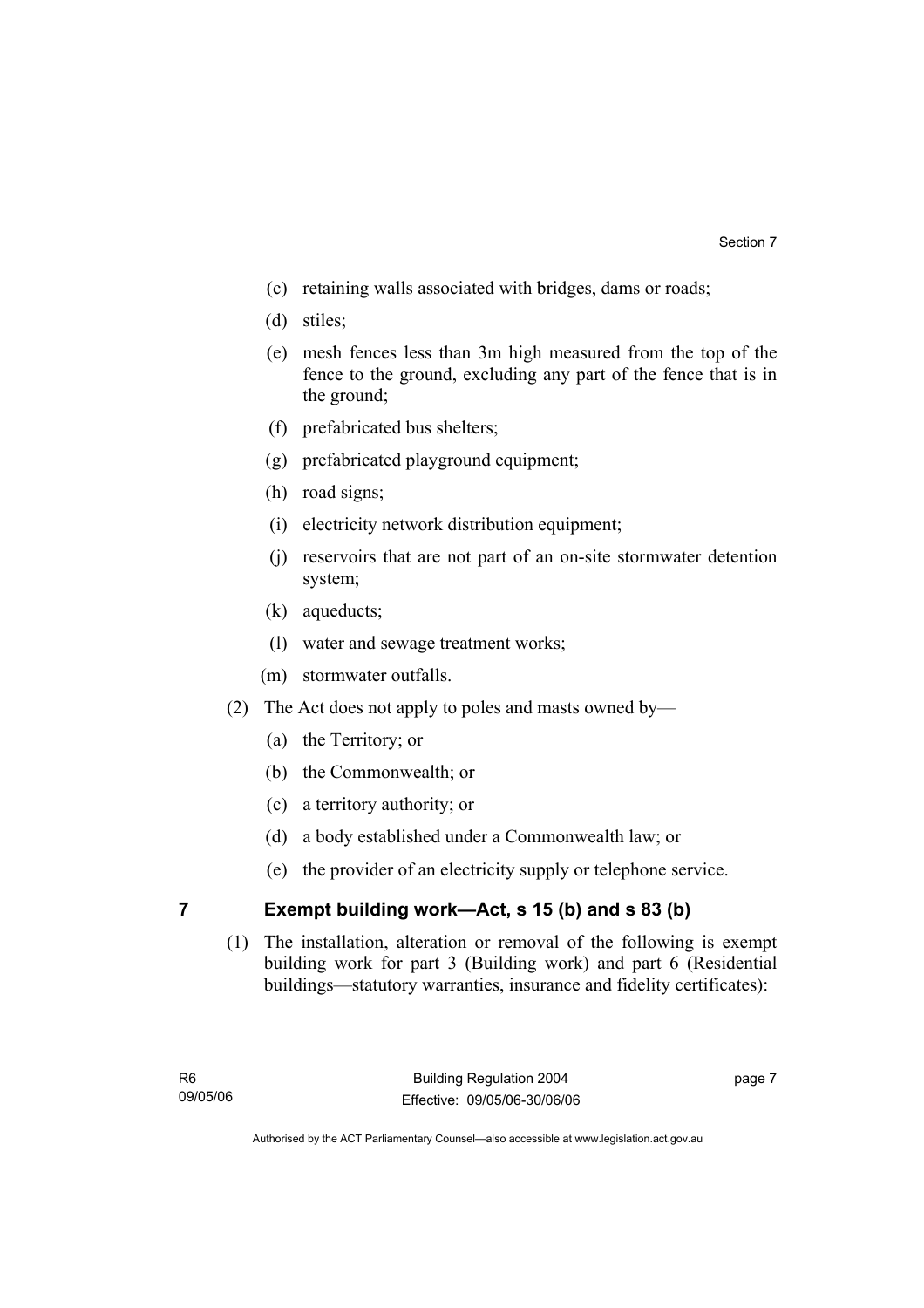(c) retaining walls associated with bridges, dams or roads;

(d) stiles;

(e) mesh fences less than 3m high measured from the top of the fence to the ground, excluding any part of the fence that is in the ground;

(f) prefabricated bus shelters;

(g) prefabricated playground equipment;

(h) road signs;

(i) electricity network distribution equipment;

(j) reservoirs that are not part of an on-site stormwater detention system;

(k) aqueducts;

(l) water and sewage treatment works;

(m) stormwater outfalls.

(2) The Act does not apply to poles and masts owned by—

(a) the Territory; or

(b) the Commonwealth; or

(c) a territory authority; or

(d) a body established under a Commonwealth law; or

(e) the provider of an electricity supply or telephone service.

## 7 Exempt building work—Act, s 15 (b) and s 83 (b)

(1) The installation, alteration or removal of the following is exempt building work for part 3 (Building work) and part 6 (Residential buildings—statutory warranties, insurance and fidelity certificates):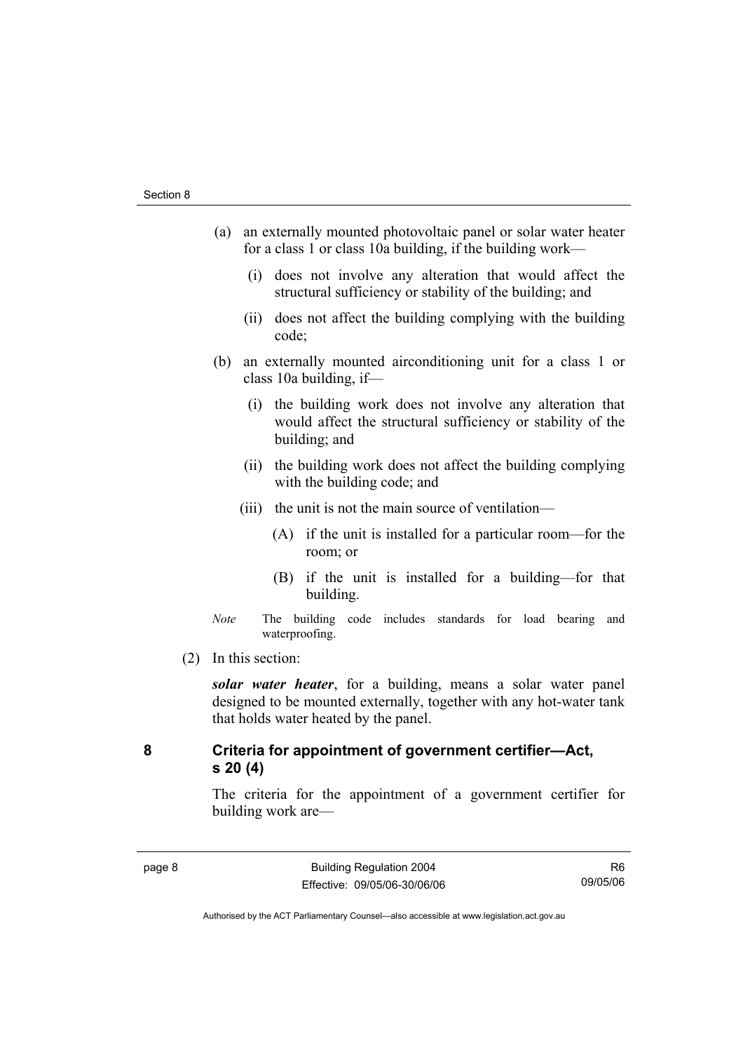(a) an externally mounted photovoltaic panel or solar water heater for a class 1 or class 10a building, if the building work—

   (i) does not involve any alteration that would affect the structural sufficiency or stability of the building; and

   (ii) does not affect the building complying with the building code;

(b) an externally mounted airconditioning unit for a class 1 or class 10a building, if—

   (i) the building work does not involve any alteration that would affect the structural sufficiency or stability of the building; and

   (ii) the building work does not affect the building complying with the building code; and

   (iii) the unit is not the main source of ventilation—

      (A) if the unit is installed for a particular room—for the room; or

      (B) if the unit is installed for a building—for that building.

*Note* The building code includes standards for load bearing and waterproofing.

(2) In this section:

***solar water heater***, for a building, means a solar water panel designed to be mounted externally, together with any hot-water tank that holds water heated by the panel.

## 8 Criteria for appointment of government certifier—Act, s 20 (4)

The criteria for the appointment of a government certifier for building work are—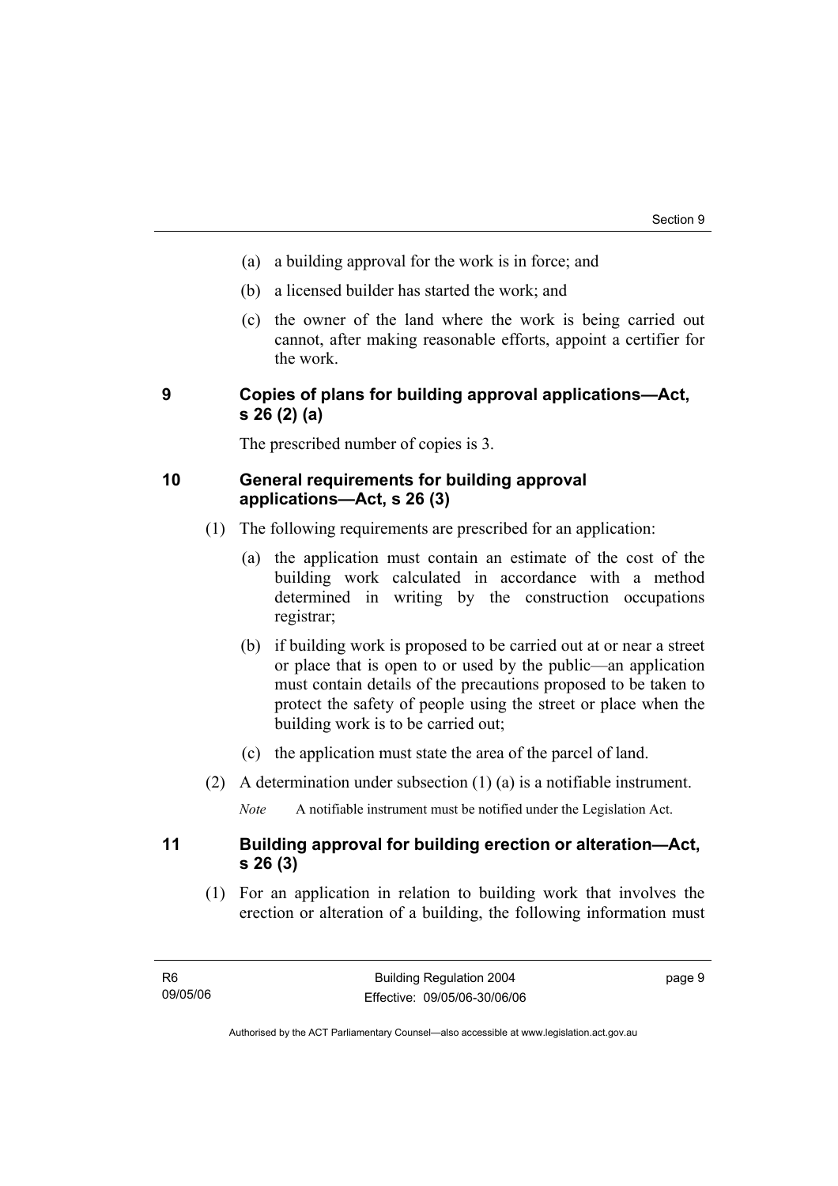(a) a building approval for the work is in force; and

(b) a licensed builder has started the work; and

(c) the owner of the land where the work is being carried out cannot, after making reasonable efforts, appoint a certifier for the work.

### 9 Copies of plans for building approval applications—Act, s 26 (2) (a)

The prescribed number of copies is 3.

### 10 General requirements for building approval applications—Act, s 26 (3)

(1) The following requirements are prescribed for an application:

(a) the application must contain an estimate of the cost of the building work calculated in accordance with a method determined in writing by the construction occupations registrar;

(b) if building work is proposed to be carried out at or near a street or place that is open to or used by the public—an application must contain details of the precautions proposed to be taken to protect the safety of people using the street or place when the building work is to be carried out;

(c) the application must state the area of the parcel of land.

(2) A determination under subsection (1) (a) is a notifiable instrument.

*Note* A notifiable instrument must be notified under the Legislation Act.

### 11 Building approval for building erection or alteration—Act, s 26 (3)

(1) For an application in relation to building work that involves the erection or alteration of a building, the following information must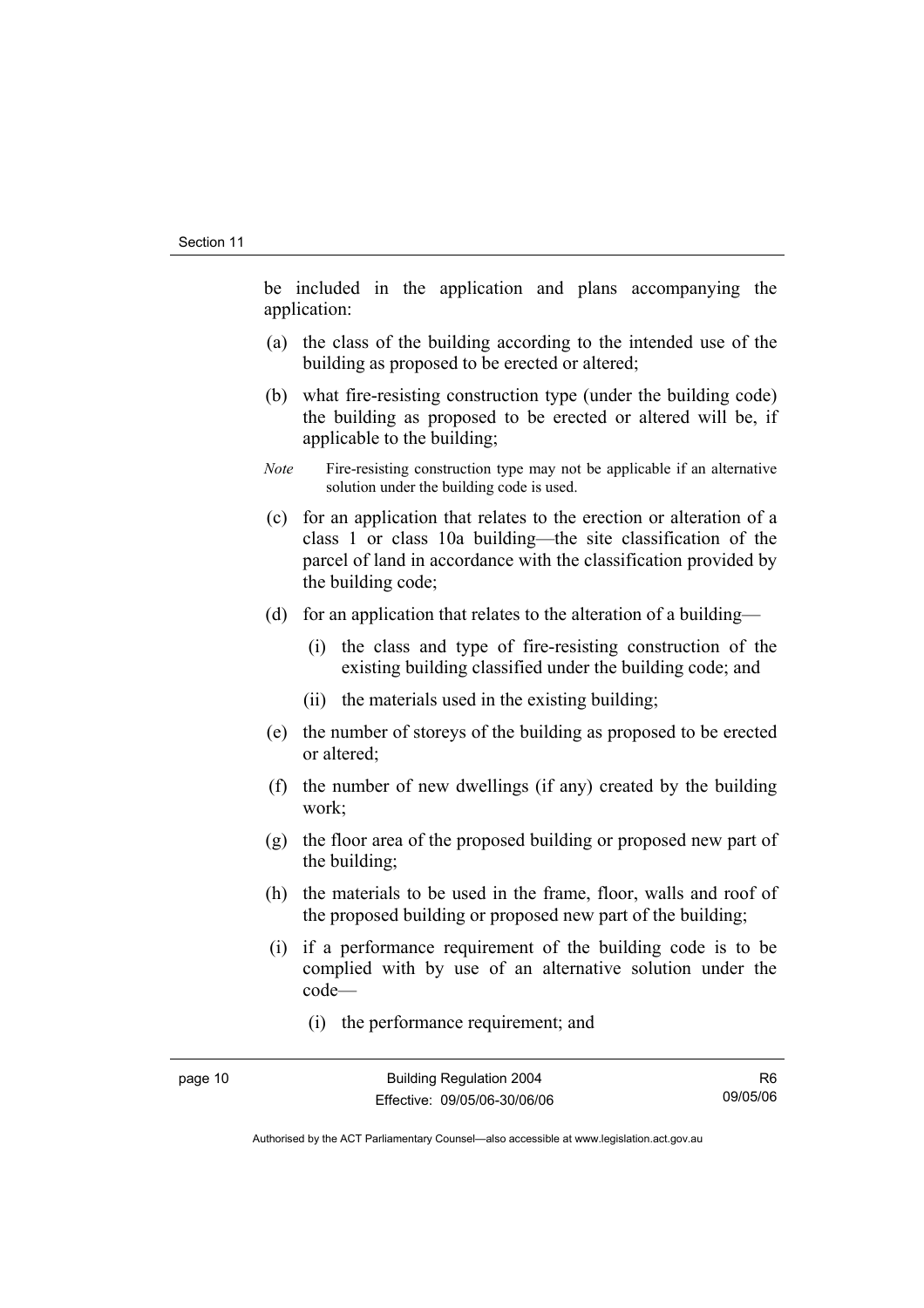be included in the application and plans accompanying the application:

(a) the class of the building according to the intended use of the building as proposed to be erected or altered;

(b) what fire-resisting construction type (under the building code) the building as proposed to be erected or altered will be, if applicable to the building;

*Note* Fire-resisting construction type may not be applicable if an alternative solution under the building code is used.

(c) for an application that relates to the erection or alteration of a class 1 or class 10a building—the site classification of the parcel of land in accordance with the classification provided by the building code;

(d) for an application that relates to the alteration of a building—

 (i) the class and type of fire-resisting construction of the existing building classified under the building code; and

 (ii) the materials used in the existing building;

(e) the number of storeys of the building as proposed to be erected or altered;

(f) the number of new dwellings (if any) created by the building work;

(g) the floor area of the proposed building or proposed new part of the building;

(h) the materials to be used in the frame, floor, walls and roof of the proposed building or proposed new part of the building;

(i) if a performance requirement of the building code is to be complied with by use of an alternative solution under the code—

 (i) the performance requirement; and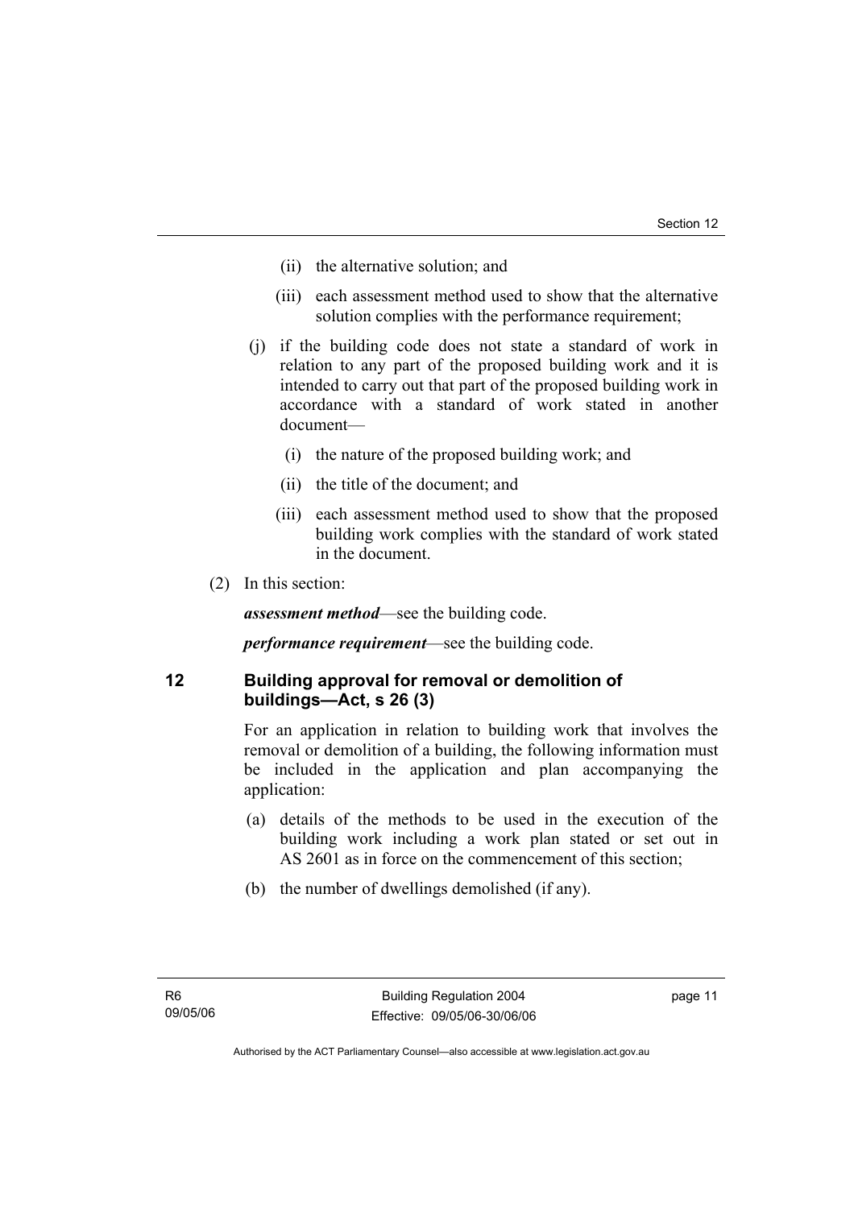(ii) the alternative solution; and

(iii) each assessment method used to show that the alternative solution complies with the performance requirement;

(j) if the building code does not state a standard of work in relation to any part of the proposed building work and it is intended to carry out that part of the proposed building work in accordance with a standard of work stated in another document—

(i) the nature of the proposed building work; and

(ii) the title of the document; and

(iii) each assessment method used to show that the proposed building work complies with the standard of work stated in the document.

(2) In this section:

***assessment method***—see the building code.

***performance requirement***—see the building code.

## 12 Building approval for removal or demolition of buildings—Act, s 26 (3)

For an application in relation to building work that involves the removal or demolition of a building, the following information must be included in the application and plan accompanying the application:

(a) details of the methods to be used in the execution of the building work including a work plan stated or set out in AS 2601 as in force on the commencement of this section;

(b) the number of dwellings demolished (if any).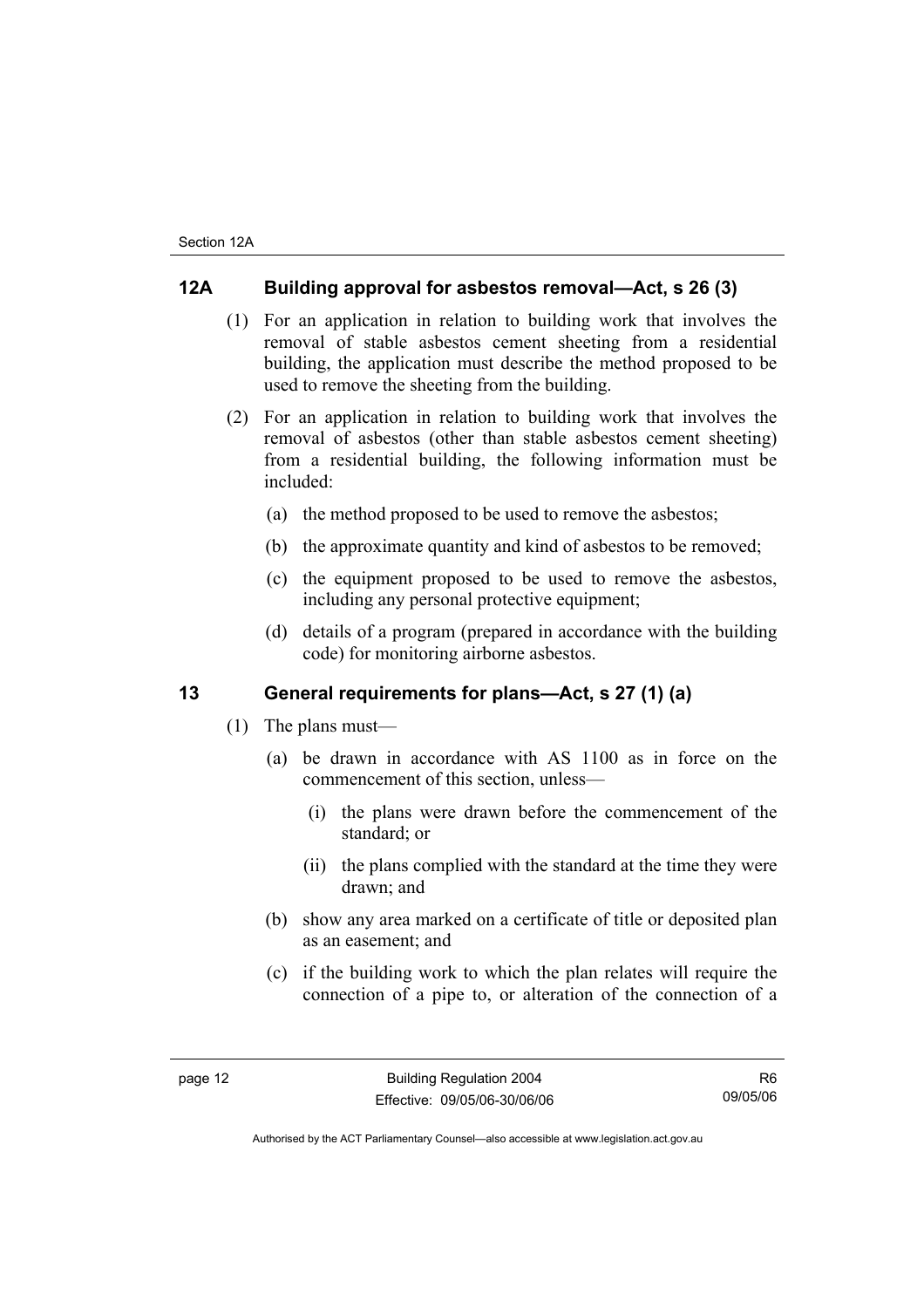## 12A Building approval for asbestos removal—Act, s 26 (3)

(1) For an application in relation to building work that involves the removal of stable asbestos cement sheeting from a residential building, the application must describe the method proposed to be used to remove the sheeting from the building.

(2) For an application in relation to building work that involves the removal of asbestos (other than stable asbestos cement sheeting) from a residential building, the following information must be included:

(a) the method proposed to be used to remove the asbestos;

(b) the approximate quantity and kind of asbestos to be removed;

(c) the equipment proposed to be used to remove the asbestos, including any personal protective equipment;

(d) details of a program (prepared in accordance with the building code) for monitoring airborne asbestos.

## 13 General requirements for plans—Act, s 27 (1) (a)

(1) The plans must—

(a) be drawn in accordance with AS 1100 as in force on the commencement of this section, unless—

(i) the plans were drawn before the commencement of the standard; or

(ii) the plans complied with the standard at the time they were drawn; and

(b) show any area marked on a certificate of title or deposited plan as an easement; and

(c) if the building work to which the plan relates will require the connection of a pipe to, or alteration of the connection of a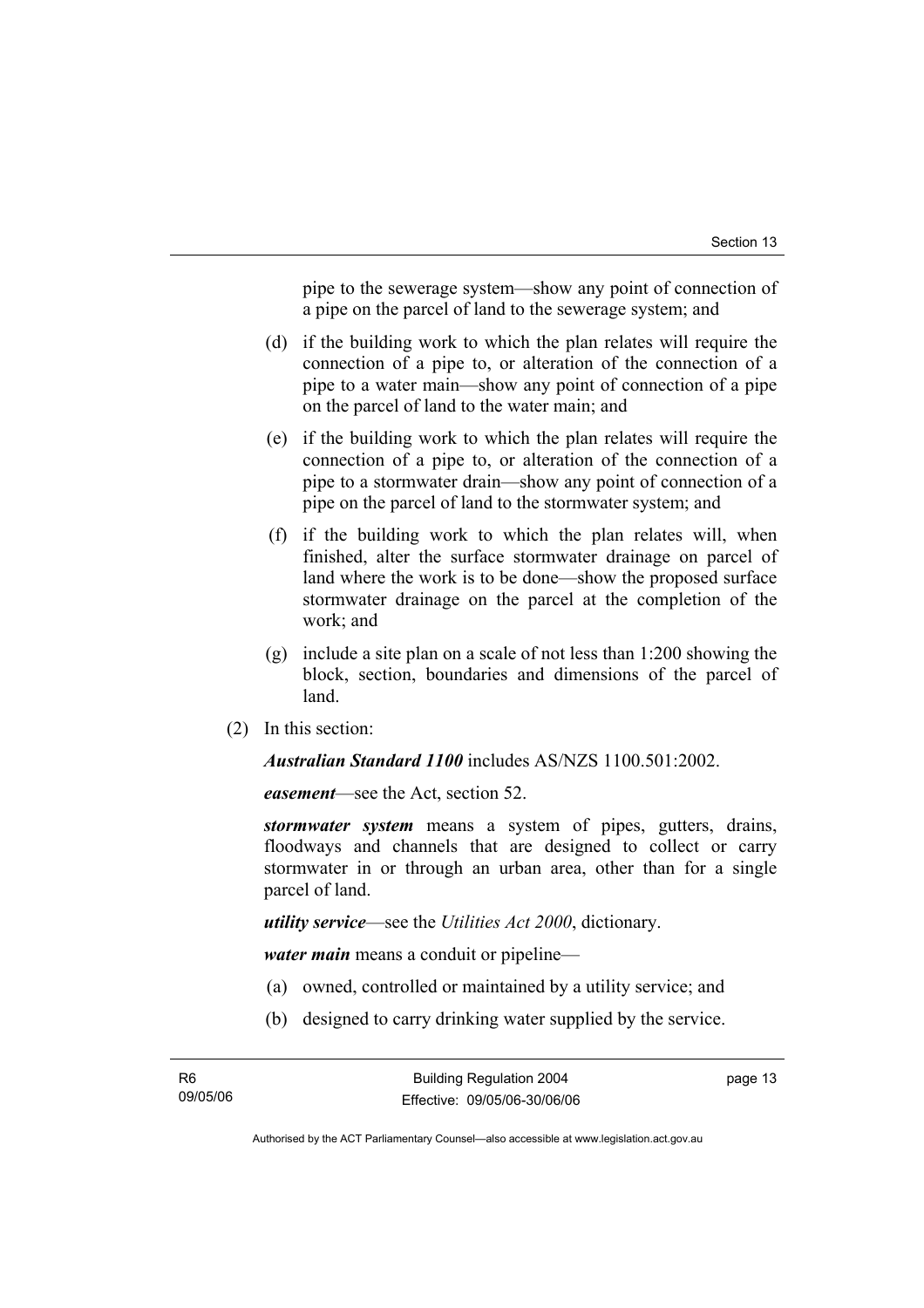pipe to the sewerage system—show any point of connection of a pipe on the parcel of land to the sewerage system; and

(d) if the building work to which the plan relates will require the connection of a pipe to, or alteration of the connection of a pipe to a water main—show any point of connection of a pipe on the parcel of land to the water main; and

(e) if the building work to which the plan relates will require the connection of a pipe to, or alteration of the connection of a pipe to a stormwater drain—show any point of connection of a pipe on the parcel of land to the stormwater system; and

(f) if the building work to which the plan relates will, when finished, alter the surface stormwater drainage on parcel of land where the work is to be done—show the proposed surface stormwater drainage on the parcel at the completion of the work; and

(g) include a site plan on a scale of not less than 1:200 showing the block, section, boundaries and dimensions of the parcel of land.

(2) In this section:

***Australian Standard 1100*** includes AS/NZS 1100.501:2002.

***easement***—see the Act, section 52.

***stormwater system*** means a system of pipes, gutters, drains, floodways and channels that are designed to collect or carry stormwater in or through an urban area, other than for a single parcel of land.

***utility service***—see the *Utilities Act 2000*, dictionary.

***water main*** means a conduit or pipeline—

(a) owned, controlled or maintained by a utility service; and

(b) designed to carry drinking water supplied by the service.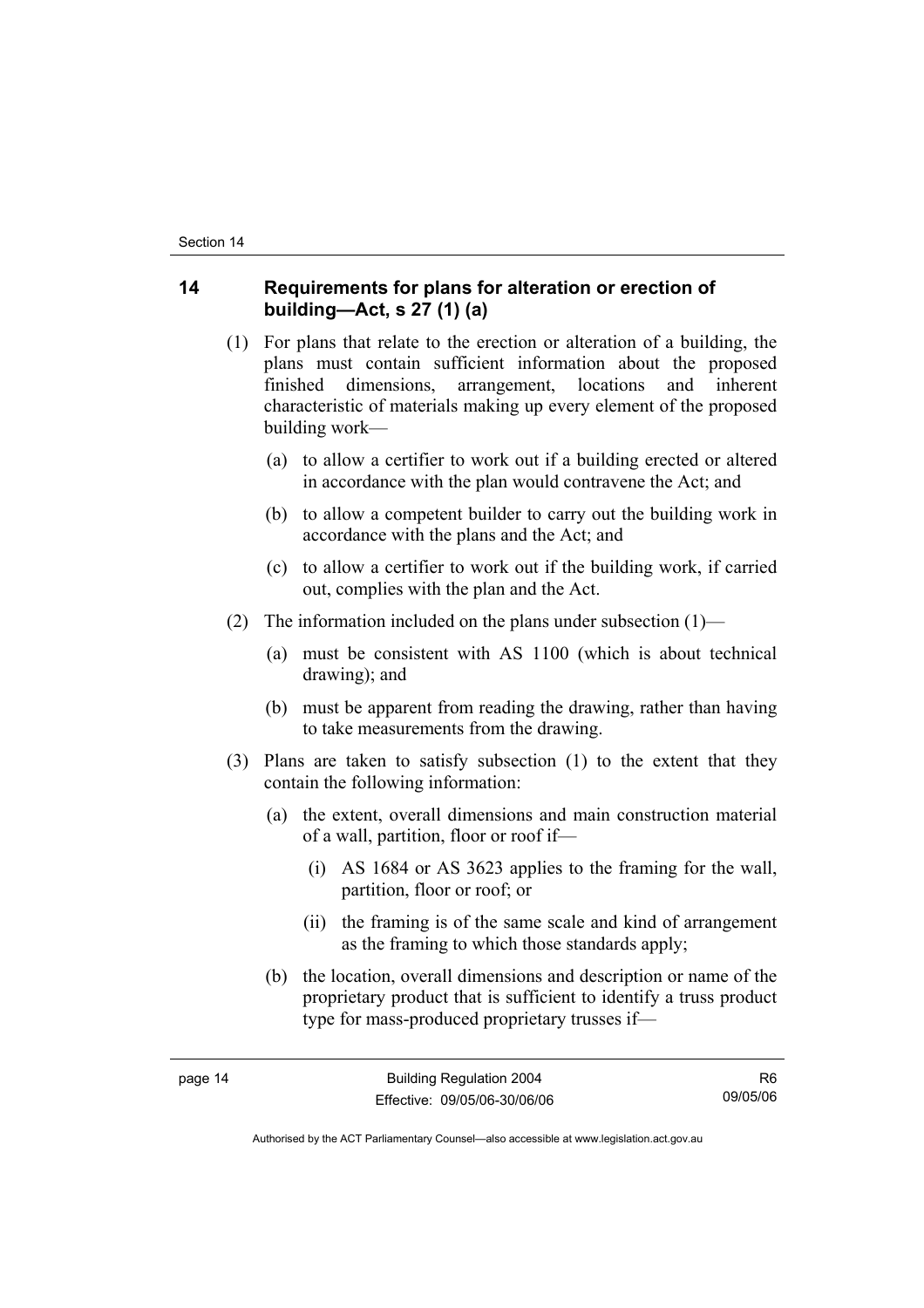## 14 Requirements for plans for alteration or erection of building—Act, s 27 (1) (a)

(1) For plans that relate to the erection or alteration of a building, the plans must contain sufficient information about the proposed finished dimensions, arrangement, locations and inherent characteristic of materials making up every element of the proposed building work—

(a) to allow a certifier to work out if a building erected or altered in accordance with the plan would contravene the Act; and

(b) to allow a competent builder to carry out the building work in accordance with the plans and the Act; and

(c) to allow a certifier to work out if the building work, if carried out, complies with the plan and the Act.

(2) The information included on the plans under subsection (1)—

(a) must be consistent with AS 1100 (which is about technical drawing); and

(b) must be apparent from reading the drawing, rather than having to take measurements from the drawing.

(3) Plans are taken to satisfy subsection (1) to the extent that they contain the following information:

(a) the extent, overall dimensions and main construction material of a wall, partition, floor or roof if—

(i) AS 1684 or AS 3623 applies to the framing for the wall, partition, floor or roof; or

(ii) the framing is of the same scale and kind of arrangement as the framing to which those standards apply;

(b) the location, overall dimensions and description or name of the proprietary product that is sufficient to identify a truss product type for mass-produced proprietary trusses if—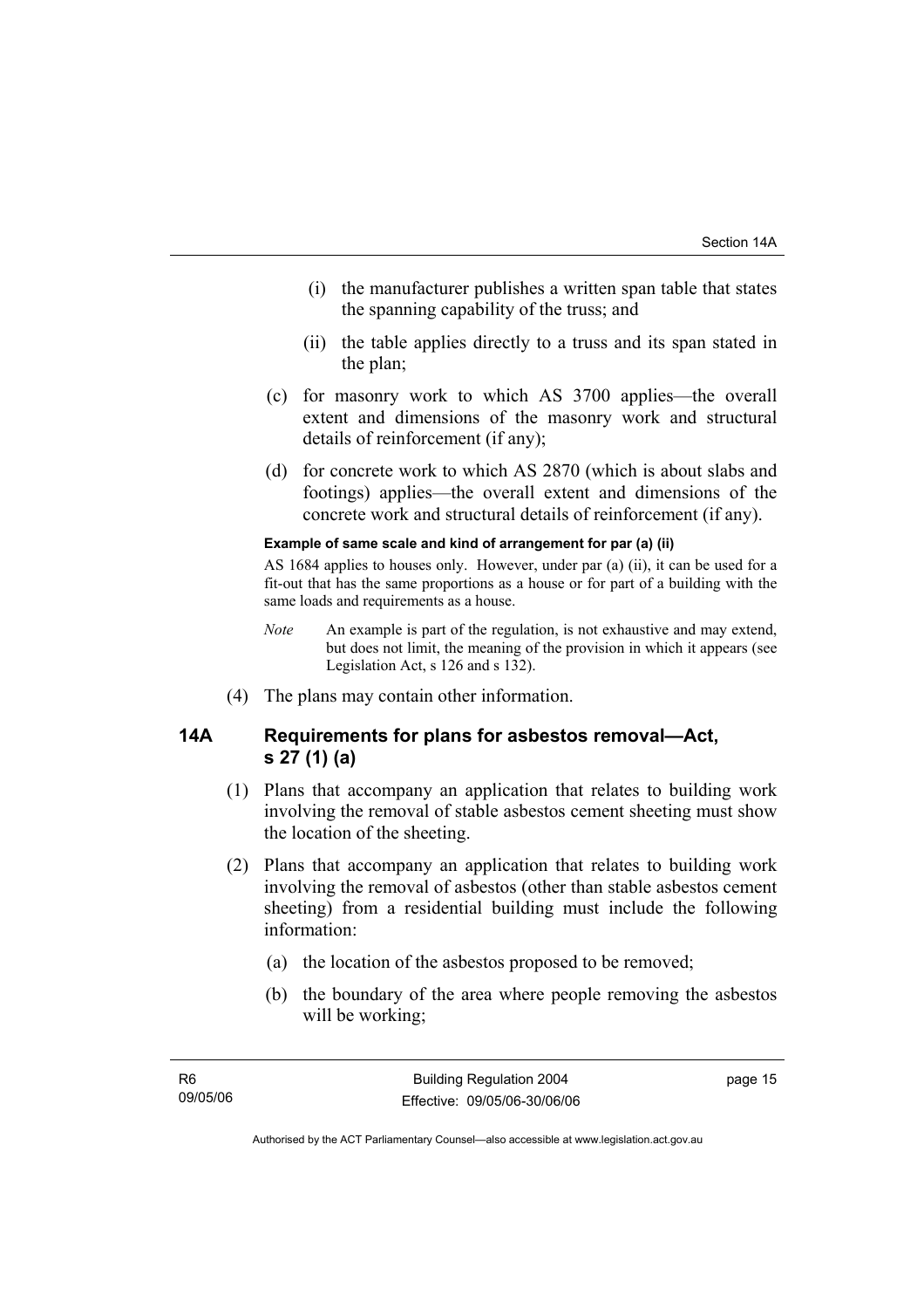(i) the manufacturer publishes a written span table that states the spanning capability of the truss; and

(ii) the table applies directly to a truss and its span stated in the plan;

(c) for masonry work to which AS 3700 applies—the overall extent and dimensions of the masonry work and structural details of reinforcement (if any);

(d) for concrete work to which AS 2870 (which is about slabs and footings) applies—the overall extent and dimensions of the concrete work and structural details of reinforcement (if any).

**Example of same scale and kind of arrangement for par (a) (ii)**

AS 1684 applies to houses only. However, under par (a) (ii), it can be used for a fit-out that has the same proportions as a house or for part of a building with the same loads and requirements as a house.

*Note* An example is part of the regulation, is not exhaustive and may extend, but does not limit, the meaning of the provision in which it appears (see Legislation Act, s 126 and s 132).

(4) The plans may contain other information.

## 14A Requirements for plans for asbestos removal—Act, s 27 (1) (a)

(1) Plans that accompany an application that relates to building work involving the removal of stable asbestos cement sheeting must show the location of the sheeting.

(2) Plans that accompany an application that relates to building work involving the removal of asbestos (other than stable asbestos cement sheeting) from a residential building must include the following information:

(a) the location of the asbestos proposed to be removed;

(b) the boundary of the area where people removing the asbestos will be working;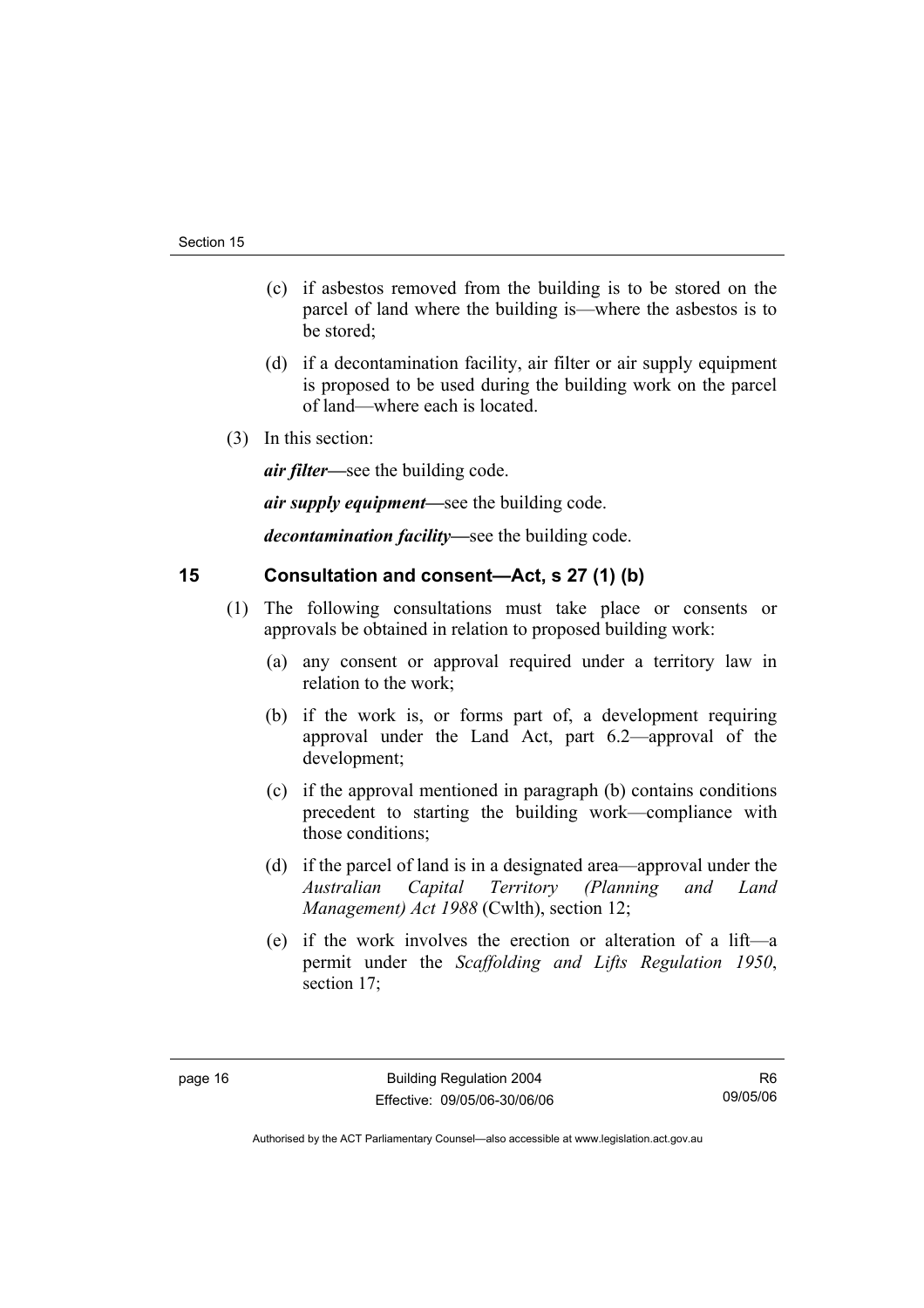(c) if asbestos removed from the building is to be stored on the parcel of land where the building is—where the asbestos is to be stored;

(d) if a decontamination facility, air filter or air supply equipment is proposed to be used during the building work on the parcel of land—where each is located.

(3) In this section:

***air filter***—see the building code.

***air supply equipment***—see the building code.

***decontamination facility***—see the building code.

## 15 Consultation and consent—Act, s 27 (1) (b)

(1) The following consultations must take place or consents or approvals be obtained in relation to proposed building work:

(a) any consent or approval required under a territory law in relation to the work;

(b) if the work is, or forms part of, a development requiring approval under the Land Act, part 6.2—approval of the development;

(c) if the approval mentioned in paragraph (b) contains conditions precedent to starting the building work—compliance with those conditions;

(d) if the parcel of land is in a designated area—approval under the *Australian Capital Territory (Planning and Land Management) Act 1988* (Cwlth), section 12;

(e) if the work involves the erection or alteration of a lift—a permit under the *Scaffolding and Lifts Regulation 1950*, section 17;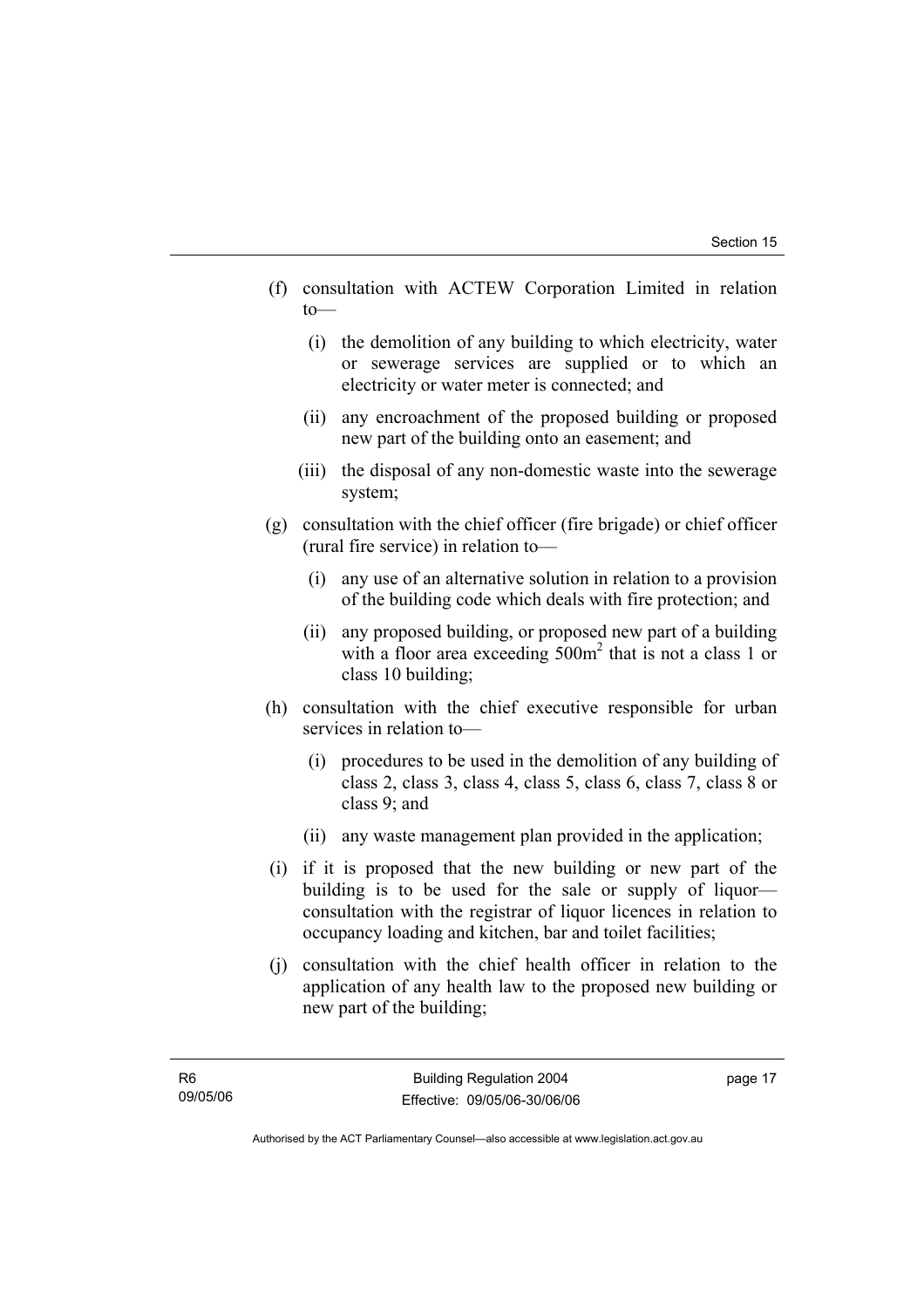(f) consultation with ACTEW Corporation Limited in relation to—

  (i) the demolition of any building to which electricity, water or sewerage services are supplied or to which an electricity or water meter is connected; and

  (ii) any encroachment of the proposed building or proposed new part of the building onto an easement; and

  (iii) the disposal of any non-domestic waste into the sewerage system;

(g) consultation with the chief officer (fire brigade) or chief officer (rural fire service) in relation to—

  (i) any use of an alternative solution in relation to a provision of the building code which deals with fire protection; and

  (ii) any proposed building, or proposed new part of a building with a floor area exceeding $500m^2$ that is not a class 1 or class 10 building;

(h) consultation with the chief executive responsible for urban services in relation to—

  (i) procedures to be used in the demolition of any building of class 2, class 3, class 4, class 5, class 6, class 7, class 8 or class 9; and

  (ii) any waste management plan provided in the application;

(i) if it is proposed that the new building or new part of the building is to be used for the sale or supply of liquor—consultation with the registrar of liquor licences in relation to occupancy loading and kitchen, bar and toilet facilities;

(j) consultation with the chief health officer in relation to the application of any health law to the proposed new building or new part of the building;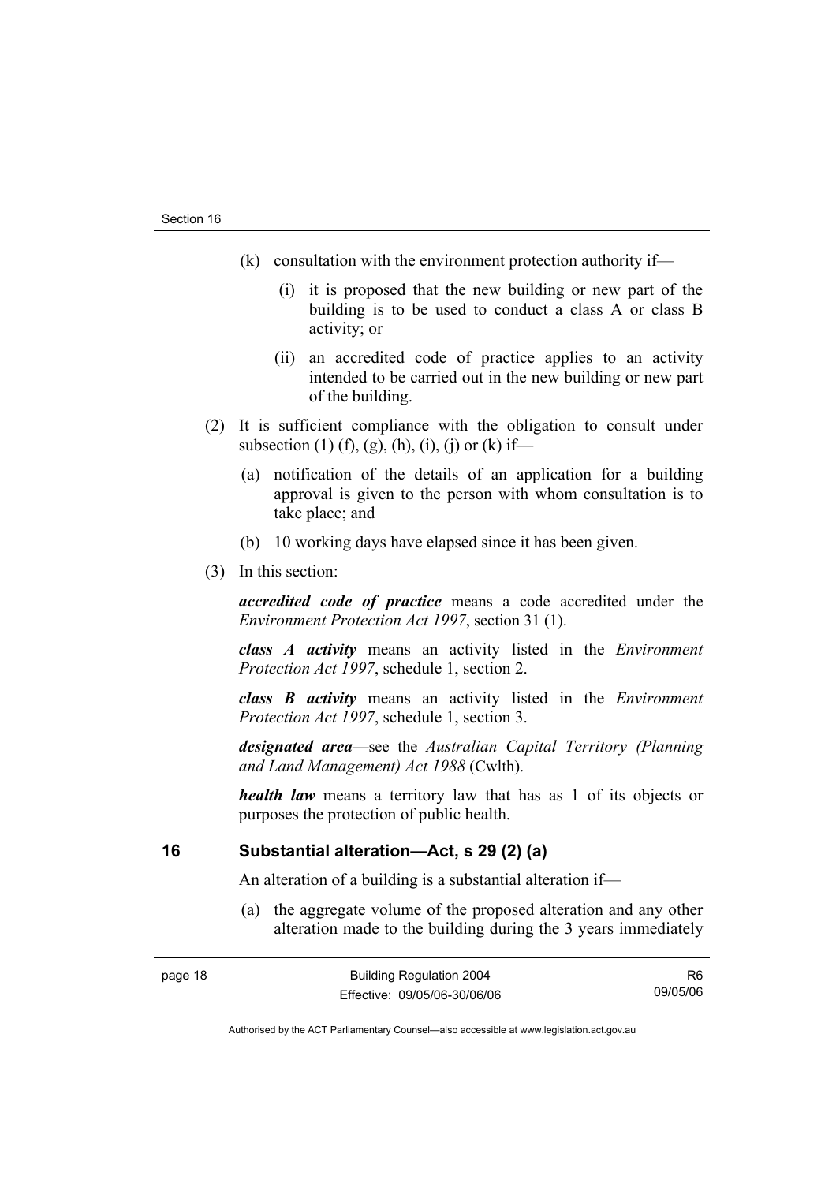(k) consultation with the environment protection authority if—

(i) it is proposed that the new building or new part of the building is to be used to conduct a class A or class B activity; or

(ii) an accredited code of practice applies to an activity intended to be carried out in the new building or new part of the building.

(2) It is sufficient compliance with the obligation to consult under subsection (1) (f), (g), (h), (i), (j) or (k) if—

(a) notification of the details of an application for a building approval is given to the person with whom consultation is to take place; and

(b) 10 working days have elapsed since it has been given.

(3) In this section:

***accredited code of practice*** means a code accredited under the *Environment Protection Act 1997*, section 31 (1).

***class A activity*** means an activity listed in the *Environment Protection Act 1997*, schedule 1, section 2.

***class B activity*** means an activity listed in the *Environment Protection Act 1997*, schedule 1, section 3.

***designated area***—see the *Australian Capital Territory (Planning and Land Management) Act 1988* (Cwlth).

***health law*** means a territory law that has as 1 of its objects or purposes the protection of public health.

## 16 Substantial alteration—Act, s 29 (2) (a)

An alteration of a building is a substantial alteration if—

(a) the aggregate volume of the proposed alteration and any other alteration made to the building during the 3 years immediately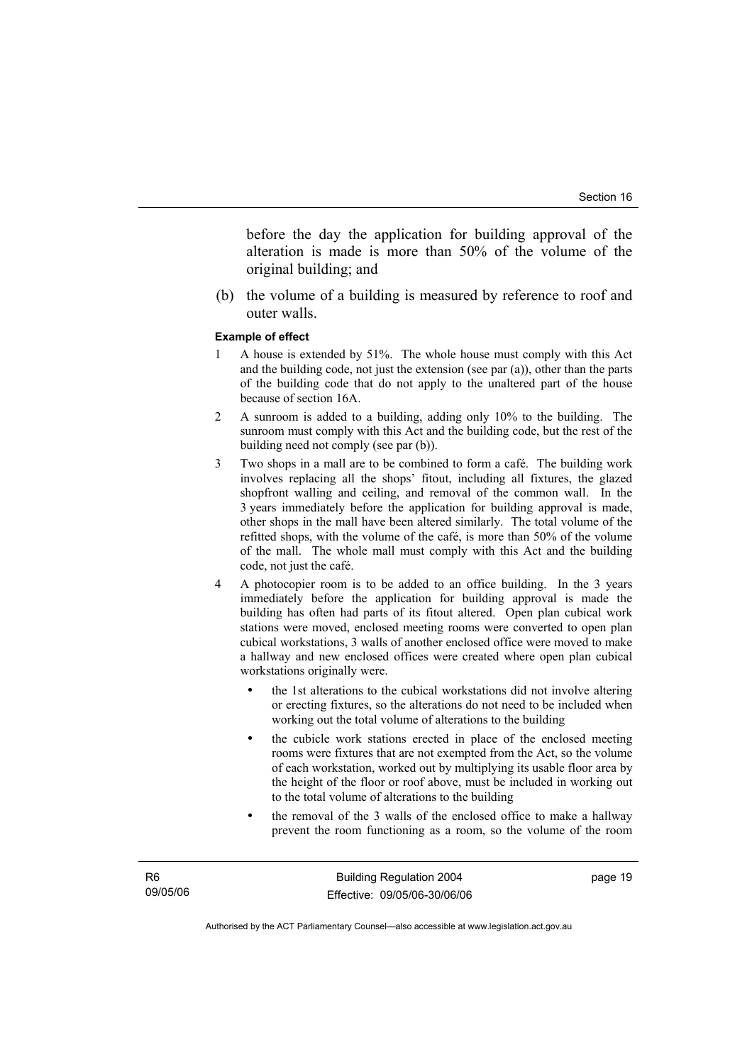before the day the application for building approval of the alteration is made is more than 50% of the volume of the original building; and

(b) the volume of a building is measured by reference to roof and outer walls.

**Example of effect**

1 A house is extended by 51%. The whole house must comply with this Act and the building code, not just the extension (see par (a)), other than the parts of the building code that do not apply to the unaltered part of the house because of section 16A.

2 A sunroom is added to a building, adding only 10% to the building. The sunroom must comply with this Act and the building code, but the rest of the building need not comply (see par (b)).

3 Two shops in a mall are to be combined to form a café. The building work involves replacing all the shops' fitout, including all fixtures, the glazed shopfront walling and ceiling, and removal of the common wall. In the 3 years immediately before the application for building approval is made, other shops in the mall have been altered similarly. The total volume of the refitted shops, with the volume of the café, is more than 50% of the volume of the mall. The whole mall must comply with this Act and the building code, not just the café.

4 A photocopier room is to be added to an office building. In the 3 years immediately before the application for building approval is made the building has often had parts of its fitout altered. Open plan cubical work stations were moved, enclosed meeting rooms were converted to open plan cubical workstations, 3 walls of another enclosed office were moved to make a hallway and new enclosed offices were created where open plan cubical workstations originally were.

- the 1st alterations to the cubical workstations did not involve altering or erecting fixtures, so the alterations do not need to be included when working out the total volume of alterations to the building
- the cubicle work stations erected in place of the enclosed meeting rooms were fixtures that are not exempted from the Act, so the volume of each workstation, worked out by multiplying its usable floor area by the height of the floor or roof above, must be included in working out to the total volume of alterations to the building
- the removal of the 3 walls of the enclosed office to make a hallway prevent the room functioning as a room, so the volume of the room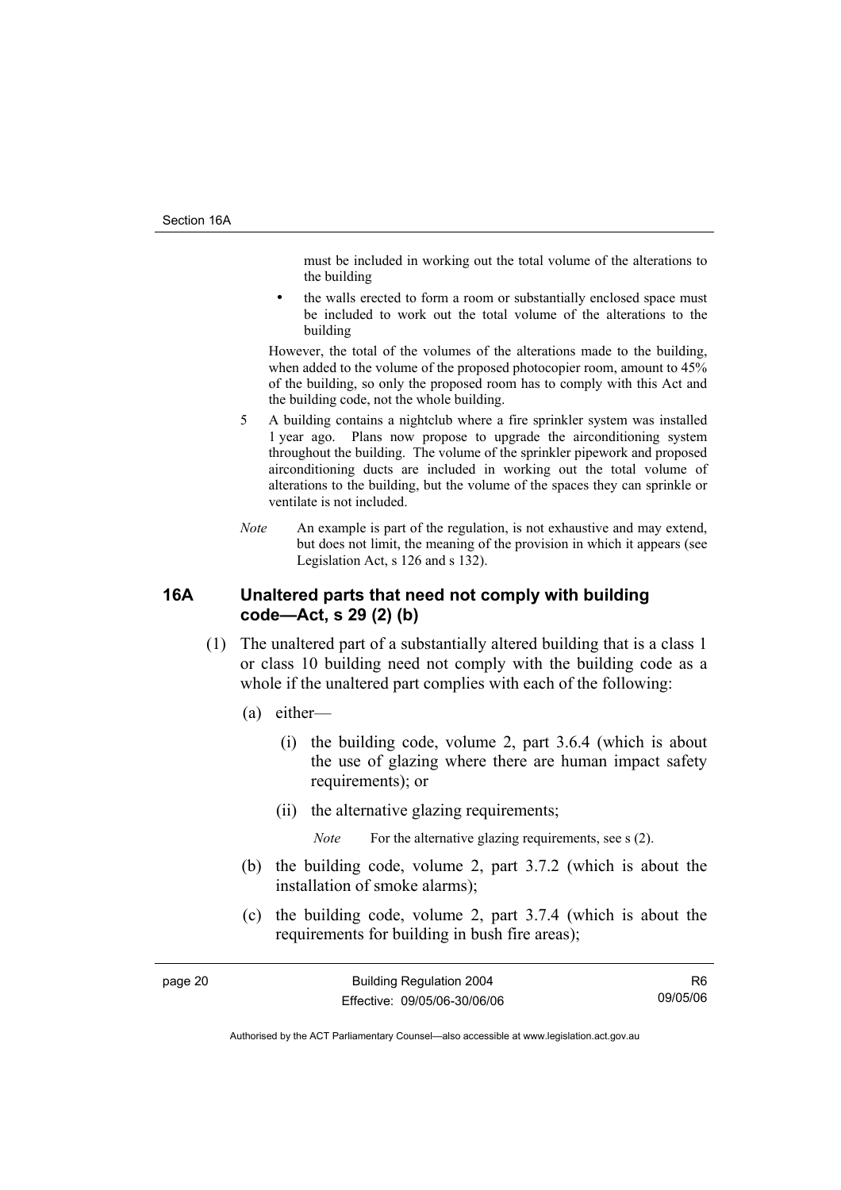must be included in working out the total volume of the alterations to the building

- the walls erected to form a room or substantially enclosed space must be included to work out the total volume of the alterations to the building

However, the total of the volumes of the alterations made to the building, when added to the volume of the proposed photocopier room, amount to 45% of the building, so only the proposed room has to comply with this Act and the building code, not the whole building.

5 A building contains a nightclub where a fire sprinkler system was installed 1 year ago. Plans now propose to upgrade the airconditioning system throughout the building. The volume of the sprinkler pipework and proposed airconditioning ducts are included in working out the total volume of alterations to the building, but the volume of the spaces they can sprinkle or ventilate is not included.

*Note* An example is part of the regulation, is not exhaustive and may extend, but does not limit, the meaning of the provision in which it appears (see Legislation Act, s 126 and s 132).

### 16A Unaltered parts that need not comply with building code—Act, s 29 (2) (b)

(1) The unaltered part of a substantially altered building that is a class 1 or class 10 building need not comply with the building code as a whole if the unaltered part complies with each of the following:

(a) either—

(i) the building code, volume 2, part 3.6.4 (which is about the use of glazing where there are human impact safety requirements); or

(ii) the alternative glazing requirements;

*Note* For the alternative glazing requirements, see s (2).

(b) the building code, volume 2, part 3.7.2 (which is about the installation of smoke alarms);

(c) the building code, volume 2, part 3.7.4 (which is about the requirements for building in bush fire areas);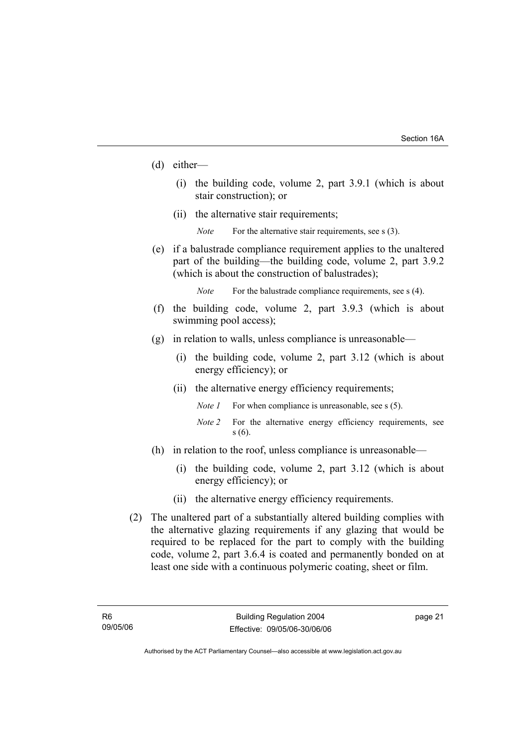(d) either—

  (i) the building code, volume 2, part 3.9.1 (which is about stair construction); or

  (ii) the alternative stair requirements;

    *Note* For the alternative stair requirements, see s (3).

(e) if a balustrade compliance requirement applies to the unaltered part of the building—the building code, volume 2, part 3.9.2 (which is about the construction of balustrades);

  *Note* For the balustrade compliance requirements, see s (4).

(f) the building code, volume 2, part 3.9.3 (which is about swimming pool access);

(g) in relation to walls, unless compliance is unreasonable—

  (i) the building code, volume 2, part 3.12 (which is about energy efficiency); or

  (ii) the alternative energy efficiency requirements;

    *Note 1* For when compliance is unreasonable, see s (5).

    *Note 2* For the alternative energy efficiency requirements, see s (6).

(h) in relation to the roof, unless compliance is unreasonable—

  (i) the building code, volume 2, part 3.12 (which is about energy efficiency); or

  (ii) the alternative energy efficiency requirements.

(2) The unaltered part of a substantially altered building complies with the alternative glazing requirements if any glazing that would be required to be replaced for the part to comply with the building code, volume 2, part 3.6.4 is coated and permanently bonded on at least one side with a continuous polymeric coating, sheet or film.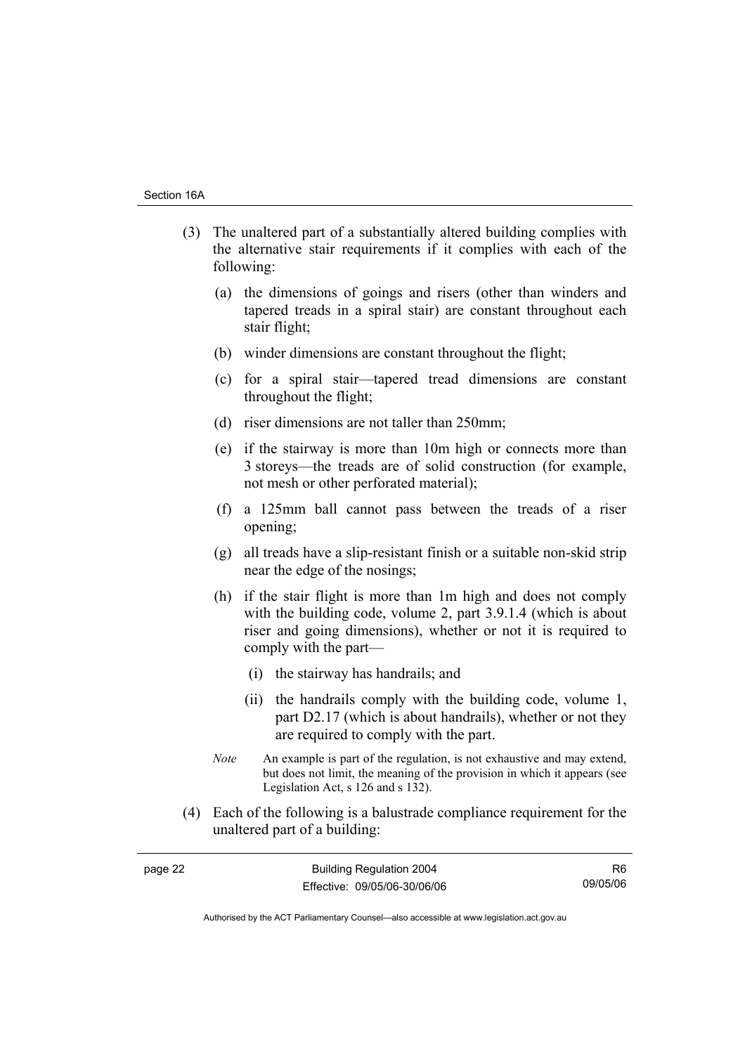(3) The unaltered part of a substantially altered building complies with the alternative stair requirements if it complies with each of the following:

- (a) the dimensions of goings and risers (other than winders and tapered treads in a spiral stair) are constant throughout each stair flight;
- (b) winder dimensions are constant throughout the flight;
- (c) for a spiral stair—tapered tread dimensions are constant throughout the flight;
- (d) riser dimensions are not taller than 250mm;
- (e) if the stairway is more than 10m high or connects more than 3 storeys—the treads are of solid construction (for example, not mesh or other perforated material);
- (f) a 125mm ball cannot pass between the treads of a riser opening;
- (g) all treads have a slip-resistant finish or a suitable non-skid strip near the edge of the nosings;
- (h) if the stair flight is more than 1m high and does not comply with the building code, volume 2, part 3.9.1.4 (which is about riser and going dimensions), whether or not it is required to comply with the part—
  - (i) the stairway has handrails; and
  - (ii) the handrails comply with the building code, volume 1, part D2.17 (which is about handrails), whether or not they are required to comply with the part.

*Note* An example is part of the regulation, is not exhaustive and may extend, but does not limit, the meaning of the provision in which it appears (see Legislation Act, s 126 and s 132).

(4) Each of the following is a balustrade compliance requirement for the unaltered part of a building: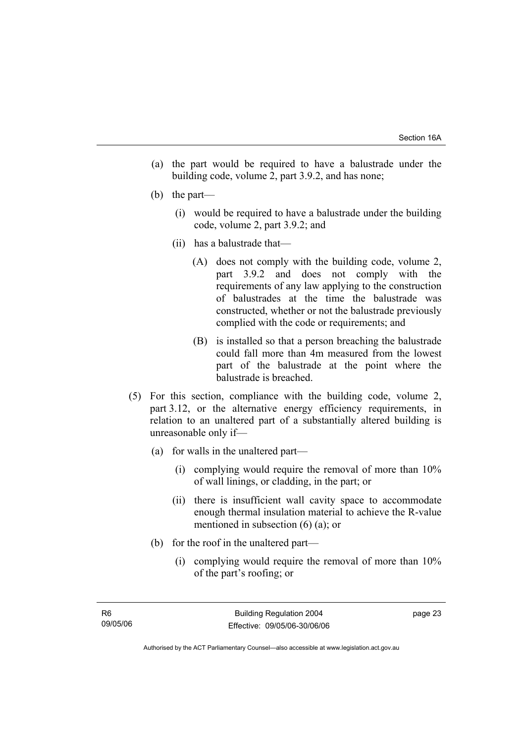(a) the part would be required to have a balustrade under the building code, volume 2, part 3.9.2, and has none;

(b) the part—

  (i) would be required to have a balustrade under the building code, volume 2, part 3.9.2; and

  (ii) has a balustrade that—

    (A) does not comply with the building code, volume 2, part 3.9.2 and does not comply with the requirements of any law applying to the construction of balustrades at the time the balustrade was constructed, whether or not the balustrade previously complied with the code or requirements; and

    (B) is installed so that a person breaching the balustrade could fall more than 4m measured from the lowest part of the balustrade at the point where the balustrade is breached.

(5) For this section, compliance with the building code, volume 2, part 3.12, or the alternative energy efficiency requirements, in relation to an unaltered part of a substantially altered building is unreasonable only if—

  (a) for walls in the unaltered part—

    (i) complying would require the removal of more than 10% of wall linings, or cladding, in the part; or

    (ii) there is insufficient wall cavity space to accommodate enough thermal insulation material to achieve the R-value mentioned in subsection (6) (a); or

  (b) for the roof in the unaltered part—

    (i) complying would require the removal of more than 10% of the part's roofing; or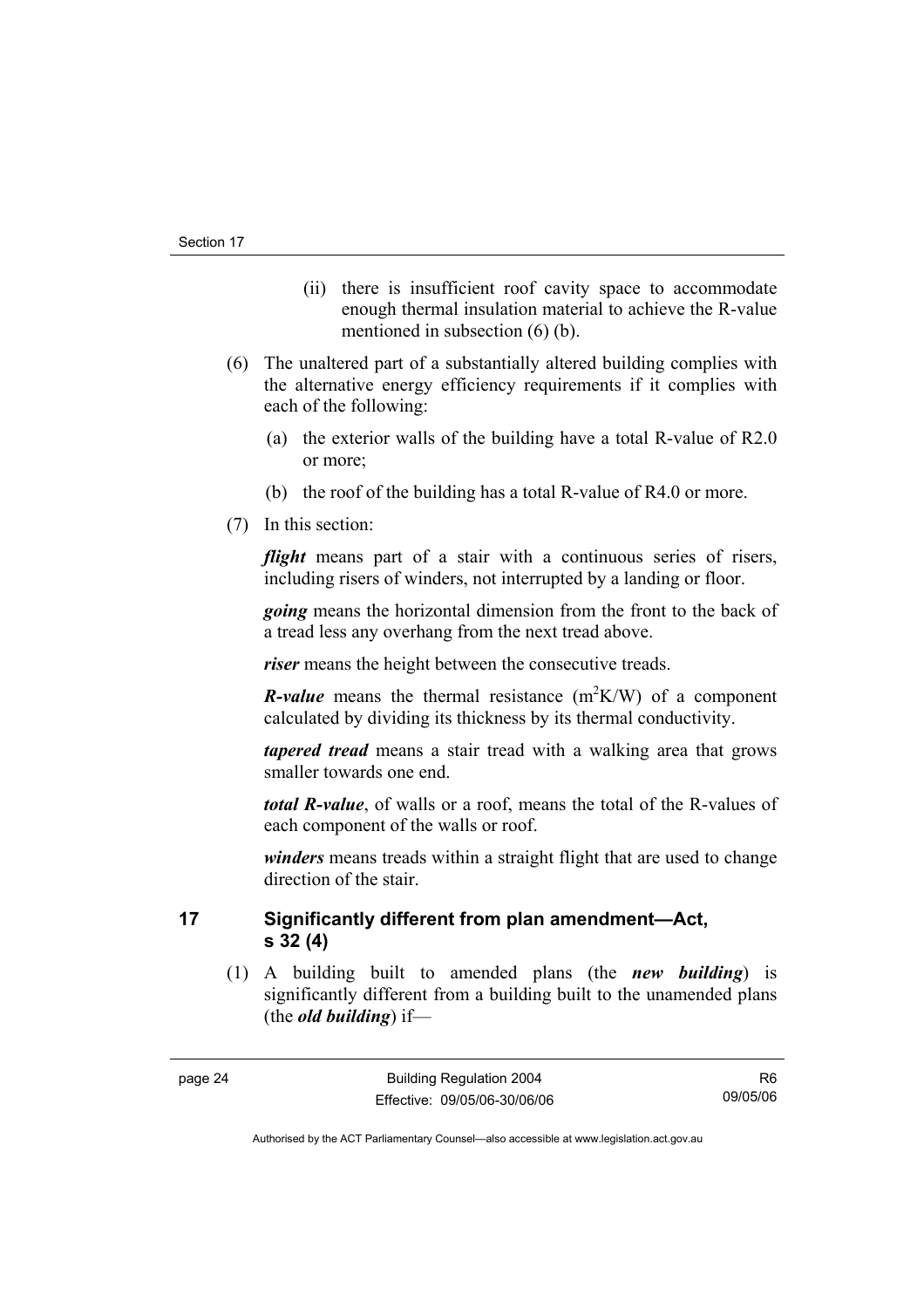(ii) there is insufficient roof cavity space to accommodate enough thermal insulation material to achieve the R-value mentioned in subsection (6) (b).

(6) The unaltered part of a substantially altered building complies with the alternative energy efficiency requirements if it complies with each of the following:

(a) the exterior walls of the building have a total R-value of R2.0 or more;

(b) the roof of the building has a total R-value of R4.0 or more.

(7) In this section:

***flight*** means part of a stair with a continuous series of risers, including risers of winders, not interrupted by a landing or floor.

***going*** means the horizontal dimension from the front to the back of a tread less any overhang from the next tread above.

***riser*** means the height between the consecutive treads.

***R-value*** means the thermal resistance ($m^2K/W$) of a component calculated by dividing its thickness by its thermal conductivity.

***tapered tread*** means a stair tread with a walking area that grows smaller towards one end.

***total R-value***, of walls or a roof, means the total of the R-values of each component of the walls or roof.

***winders*** means treads within a straight flight that are used to change direction of the stair.

## 17 Significantly different from plan amendment—Act, s 32 (4)

(1) A building built to amended plans (the ***new building***) is significantly different from a building built to the unamended plans (the ***old building***) if—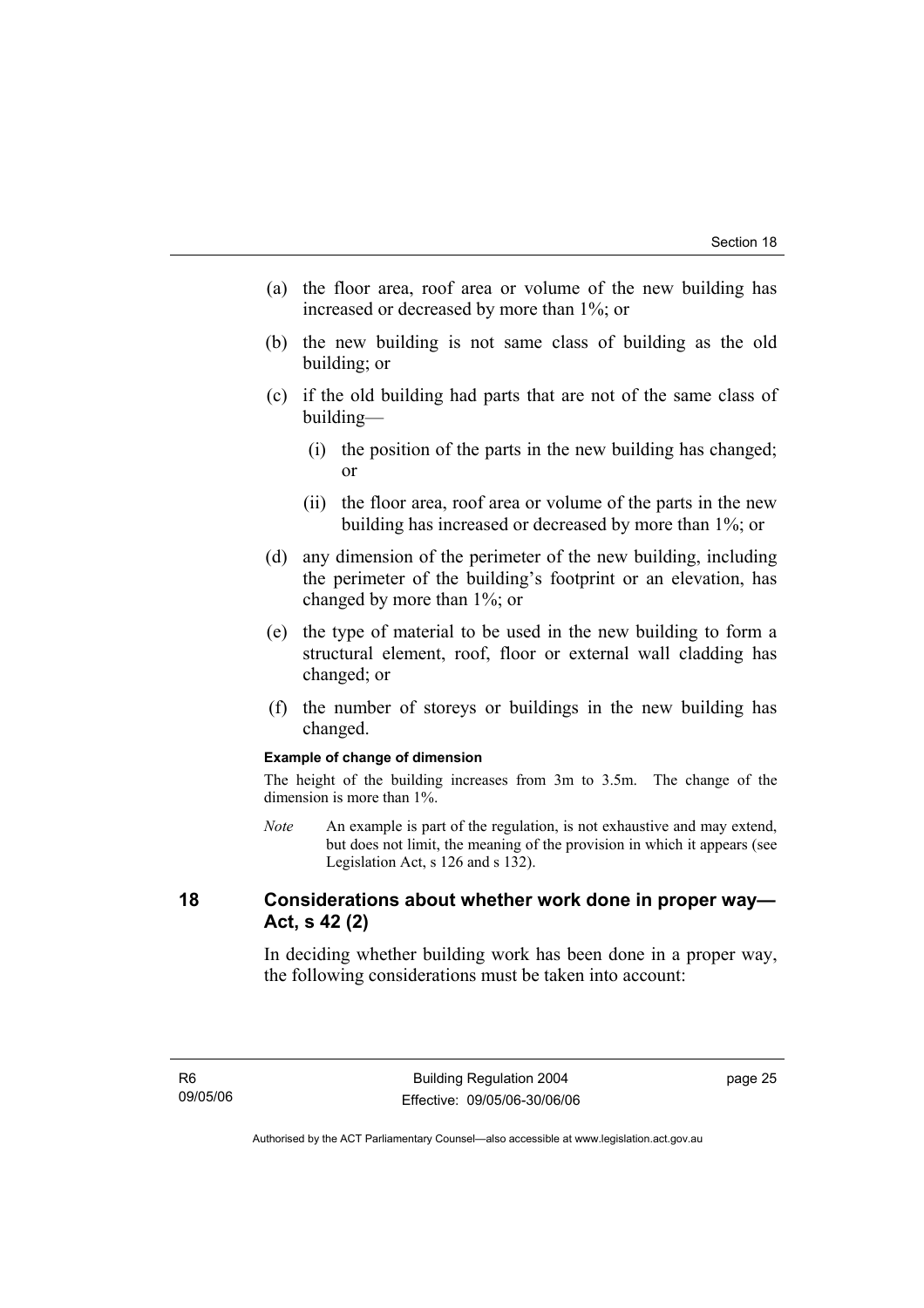(a) the floor area, roof area or volume of the new building has increased or decreased by more than 1%; or

(b) the new building is not same class of building as the old building; or

(c) if the old building had parts that are not of the same class of building—

   (i) the position of the parts in the new building has changed; or

   (ii) the floor area, roof area or volume of the parts in the new building has increased or decreased by more than 1%; or

(d) any dimension of the perimeter of the new building, including the perimeter of the building's footprint or an elevation, has changed by more than 1%; or

(e) the type of material to be used in the new building to form a structural element, roof, floor or external wall cladding has changed; or

(f) the number of storeys or buildings in the new building has changed.

**Example of change of dimension**

The height of the building increases from 3m to 3.5m. The change of the dimension is more than 1%.

*Note* An example is part of the regulation, is not exhaustive and may extend, but does not limit, the meaning of the provision in which it appears (see Legislation Act, s 126 and s 132).

## 18 Considerations about whether work done in proper way—Act, s 42 (2)

In deciding whether building work has been done in a proper way, the following considerations must be taken into account: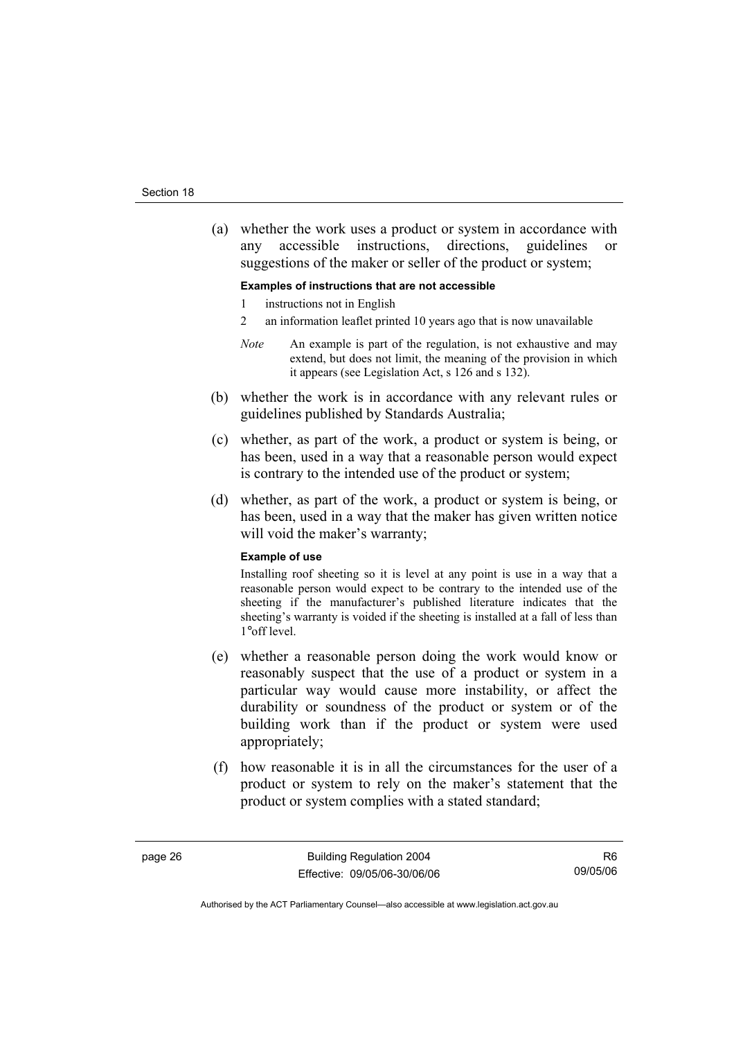(a) whether the work uses a product or system in accordance with any accessible instructions, directions, guidelines or suggestions of the maker or seller of the product or system;

**Examples of instructions that are not accessible**

1 instructions not in English

2 an information leaflet printed 10 years ago that is now unavailable

*Note* An example is part of the regulation, is not exhaustive and may extend, but does not limit, the meaning of the provision in which it appears (see Legislation Act, s 126 and s 132).

(b) whether the work is in accordance with any relevant rules or guidelines published by Standards Australia;

(c) whether, as part of the work, a product or system is being, or has been, used in a way that a reasonable person would expect is contrary to the intended use of the product or system;

(d) whether, as part of the work, a product or system is being, or has been, used in a way that the maker has given written notice will void the maker's warranty;

**Example of use**

Installing roof sheeting so it is level at any point is use in a way that a reasonable person would expect to be contrary to the intended use of the sheeting if the manufacturer's published literature indicates that the sheeting's warranty is voided if the sheeting is installed at a fall of less than 1°off level.

(e) whether a reasonable person doing the work would know or reasonably suspect that the use of a product or system in a particular way would cause more instability, or affect the durability or soundness of the product or system or of the building work than if the product or system were used appropriately;

(f) how reasonable it is in all the circumstances for the user of a product or system to rely on the maker's statement that the product or system complies with a stated standard;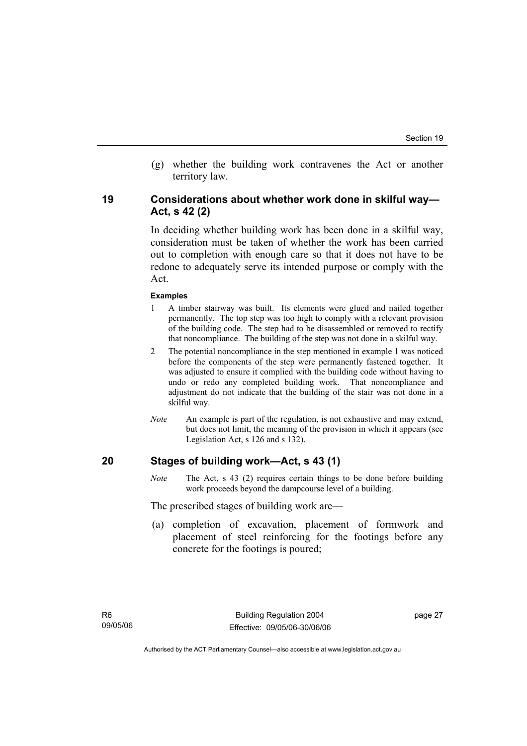(g) whether the building work contravenes the Act or another territory law.

## 19 Considerations about whether work done in skilful way—Act, s 42 (2)

In deciding whether building work has been done in a skilful way, consideration must be taken of whether the work has been carried out to completion with enough care so that it does not have to be redone to adequately serve its intended purpose or comply with the Act.

**Examples**

1 A timber stairway was built. Its elements were glued and nailed together permanently. The top step was too high to comply with a relevant provision of the building code. The step had to be disassembled or removed to rectify that noncompliance. The building of the step was not done in a skilful way.

2 The potential noncompliance in the step mentioned in example 1 was noticed before the components of the step were permanently fastened together. It was adjusted to ensure it complied with the building code without having to undo or redo any completed building work. That noncompliance and adjustment do not indicate that the building of the stair was not done in a skilful way.

*Note* An example is part of the regulation, is not exhaustive and may extend, but does not limit, the meaning of the provision in which it appears (see Legislation Act, s 126 and s 132).

## 20 Stages of building work—Act, s 43 (1)

*Note* The Act, s 43 (2) requires certain things to be done before building work proceeds beyond the dampcourse level of a building.

The prescribed stages of building work are—

(a) completion of excavation, placement of formwork and placement of steel reinforcing for the footings before any concrete for the footings is poured;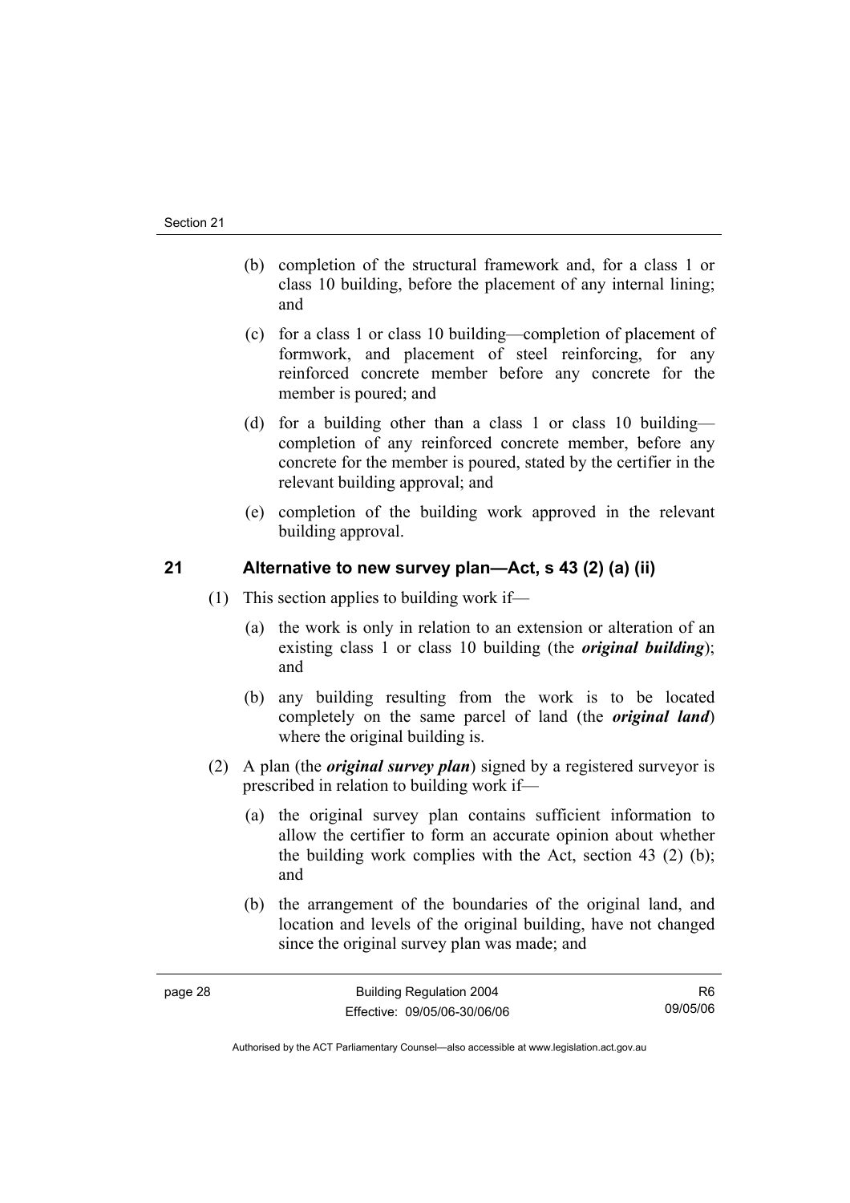(b) completion of the structural framework and, for a class 1 or class 10 building, before the placement of any internal lining; and

(c) for a class 1 or class 10 building—completion of placement of formwork, and placement of steel reinforcing, for any reinforced concrete member before any concrete for the member is poured; and

(d) for a building other than a class 1 or class 10 building—completion of any reinforced concrete member, before any concrete for the member is poured, stated by the certifier in the relevant building approval; and

(e) completion of the building work approved in the relevant building approval.

## 21 Alternative to new survey plan—Act, s 43 (2) (a) (ii)

(1) This section applies to building work if—

(a) the work is only in relation to an extension or alteration of an existing class 1 or class 10 building (the ***original building***); and

(b) any building resulting from the work is to be located completely on the same parcel of land (the ***original land***) where the original building is.

(2) A plan (the ***original survey plan***) signed by a registered surveyor is prescribed in relation to building work if—

(a) the original survey plan contains sufficient information to allow the certifier to form an accurate opinion about whether the building work complies with the Act, section 43 (2) (b); and

(b) the arrangement of the boundaries of the original land, and location and levels of the original building, have not changed since the original survey plan was made; and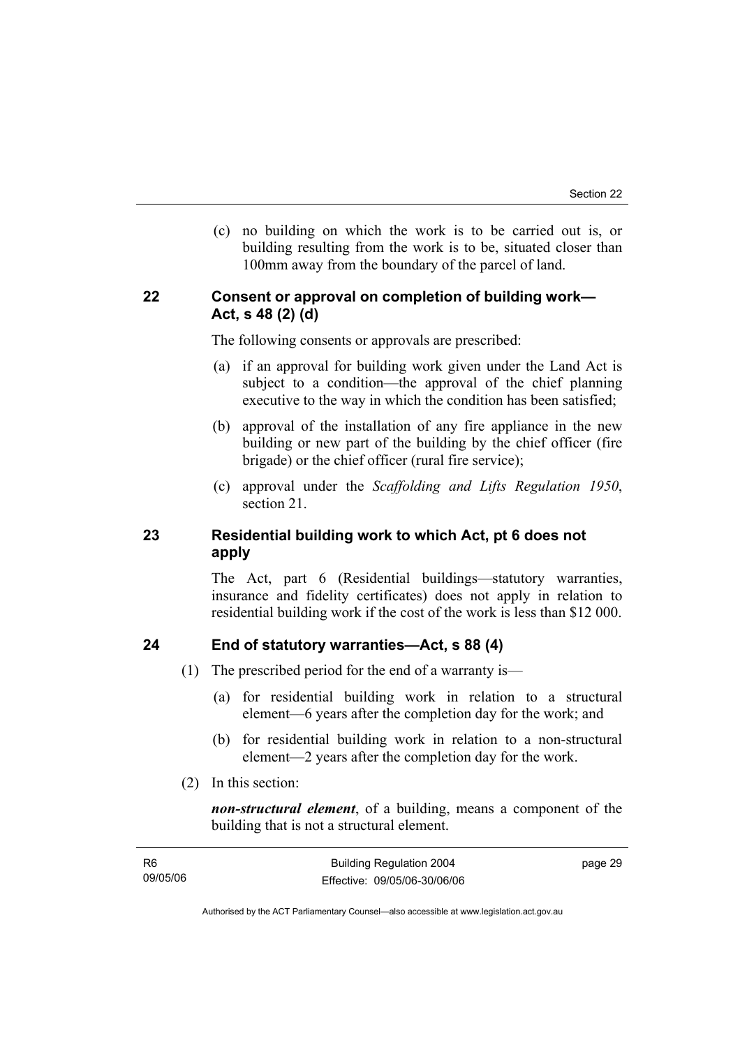(c) no building on which the work is to be carried out is, or building resulting from the work is to be, situated closer than 100mm away from the boundary of the parcel of land.

### 22 Consent or approval on completion of building work—Act, s 48 (2) (d)

The following consents or approvals are prescribed:

(a) if an approval for building work given under the Land Act is subject to a condition—the approval of the chief planning executive to the way in which the condition has been satisfied;

(b) approval of the installation of any fire appliance in the new building or new part of the building by the chief officer (fire brigade) or the chief officer (rural fire service);

(c) approval under the *Scaffolding and Lifts Regulation 1950*, section 21.

### 23 Residential building work to which Act, pt 6 does not apply

The Act, part 6 (Residential buildings—statutory warranties, insurance and fidelity certificates) does not apply in relation to residential building work if the cost of the work is less than $12 000.

### 24 End of statutory warranties—Act, s 88 (4)

(1) The prescribed period for the end of a warranty is—

(a) for residential building work in relation to a structural element—6 years after the completion day for the work; and

(b) for residential building work in relation to a non-structural element—2 years after the completion day for the work.

(2) In this section:

***non-structural element***, of a building, means a component of the building that is not a structural element.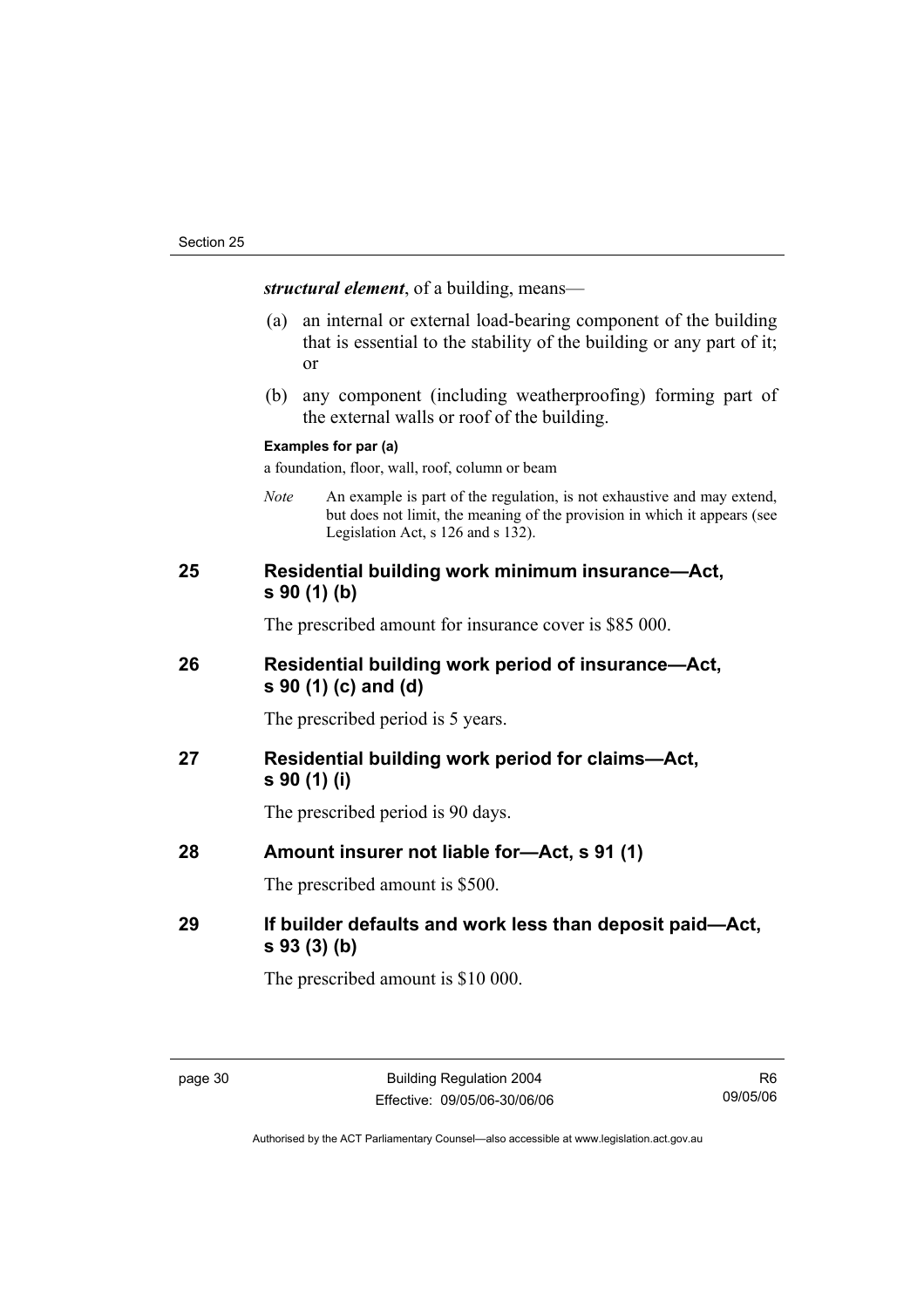***structural element***, of a building, means—

(a) an internal or external load-bearing component of the building that is essential to the stability of the building or any part of it; or

(b) any component (including weatherproofing) forming part of the external walls or roof of the building.

**Examples for par (a)**

a foundation, floor, wall, roof, column or beam

*Note* An example is part of the regulation, is not exhaustive and may extend, but does not limit, the meaning of the provision in which it appears (see Legislation Act, s 126 and s 132).

## 25 Residential building work minimum insurance—Act, s 90 (1) (b)

The prescribed amount for insurance cover is $85 000.

## 26 Residential building work period of insurance—Act, s 90 (1) (c) and (d)

The prescribed period is 5 years.

## 27 Residential building work period for claims—Act, s 90 (1) (i)

The prescribed period is 90 days.

## 28 Amount insurer not liable for—Act, s 91 (1)

The prescribed amount is $500.

## 29 If builder defaults and work less than deposit paid—Act, s 93 (3) (b)

The prescribed amount is $10 000.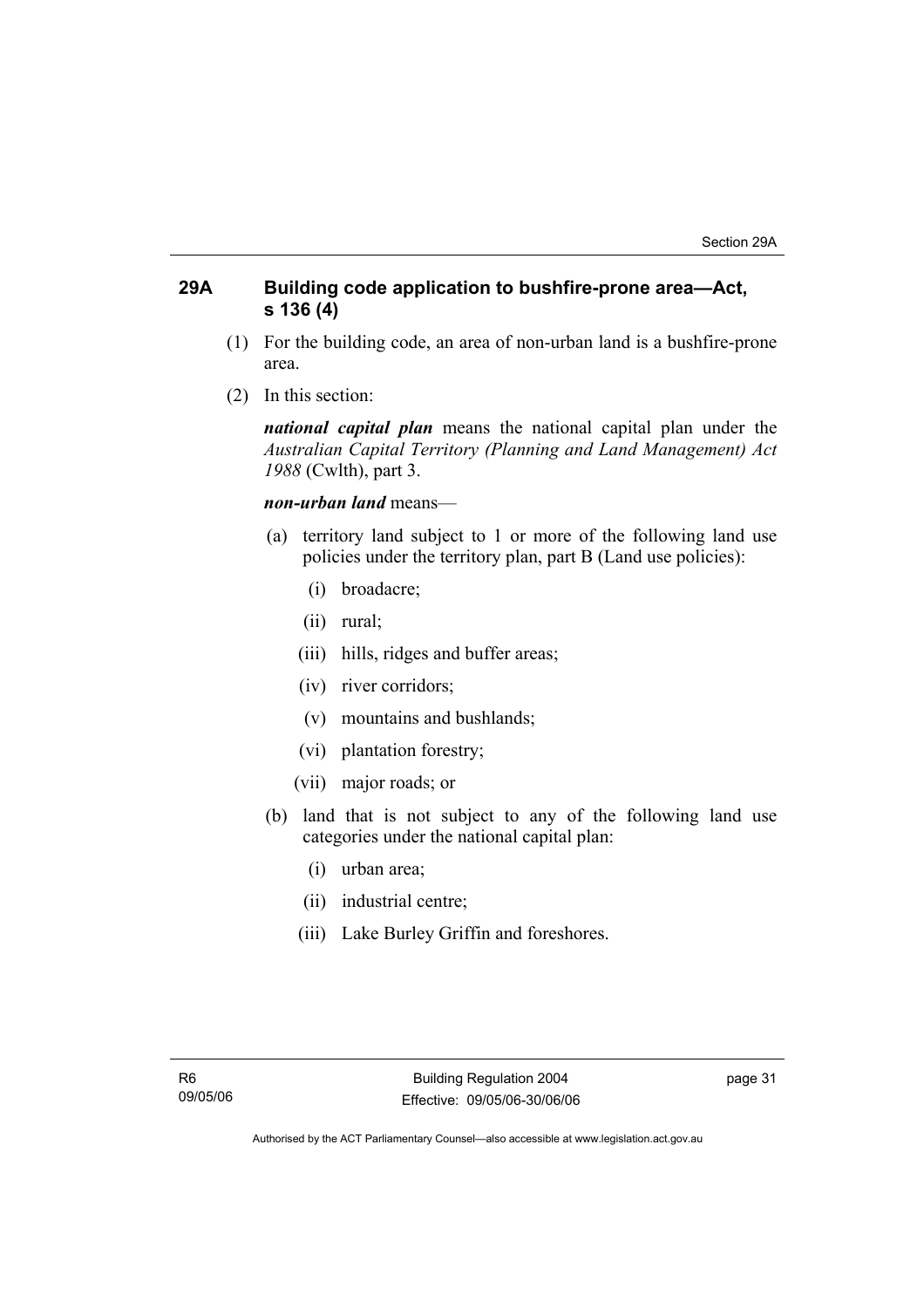## 29A Building code application to bushfire-prone area—Act, s 136 (4)

(1) For the building code, an area of non-urban land is a bushfire-prone area.

(2) In this section:

***national capital plan*** means the national capital plan under the *Australian Capital Territory (Planning and Land Management) Act 1988* (Cwlth), part 3.

***non-urban land*** means—

(a) territory land subject to 1 or more of the following land use policies under the territory plan, part B (Land use policies):

  (i) broadacre;

  (ii) rural;

  (iii) hills, ridges and buffer areas;

  (iv) river corridors;

  (v) mountains and bushlands;

  (vi) plantation forestry;

  (vii) major roads; or

(b) land that is not subject to any of the following land use categories under the national capital plan:

  (i) urban area;

  (ii) industrial centre;

  (iii) Lake Burley Griffin and foreshores.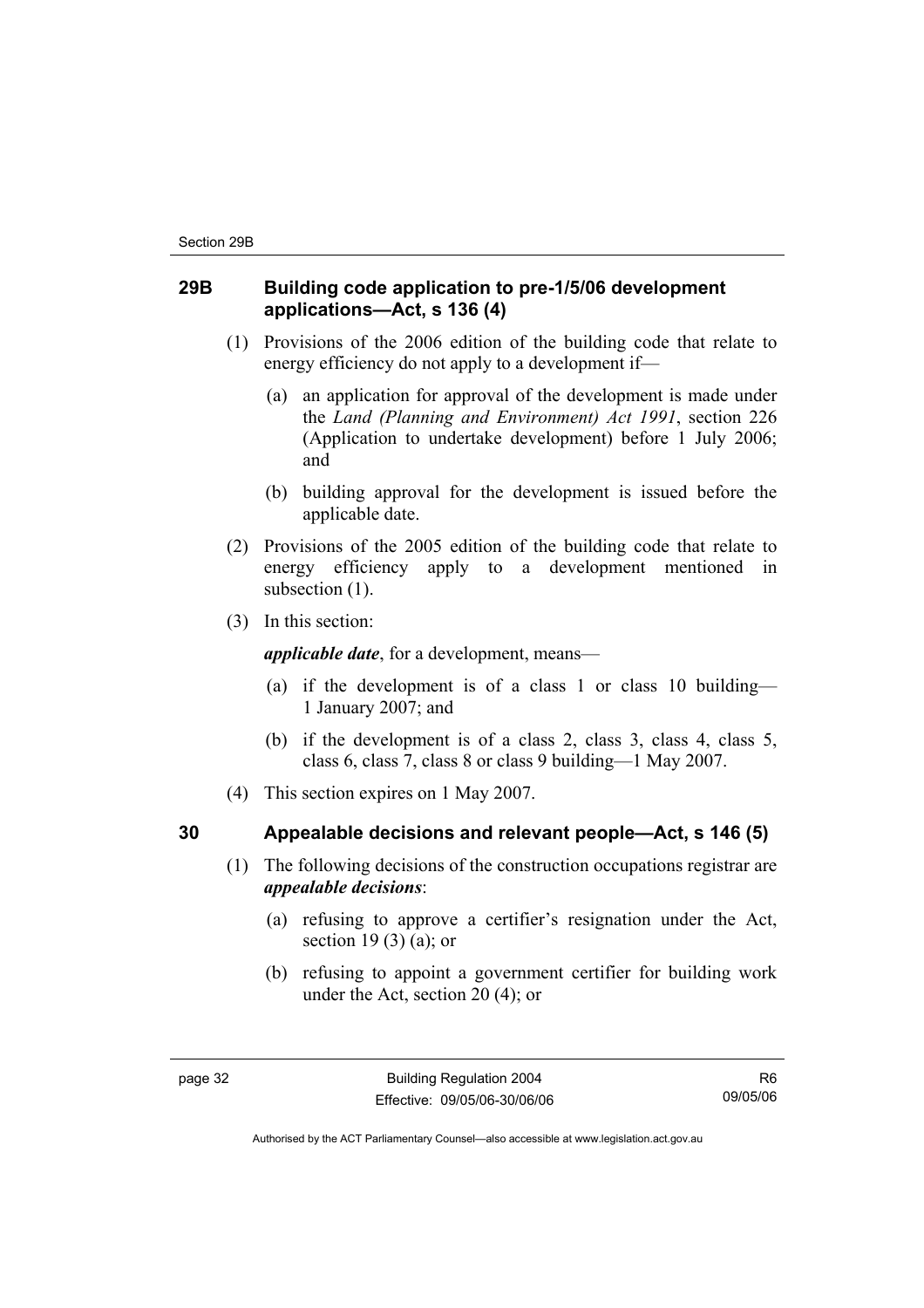## 29B Building code application to pre-1/5/06 development applications—Act, s 136 (4)

(1) Provisions of the 2006 edition of the building code that relate to energy efficiency do not apply to a development if—

(a) an application for approval of the development is made under the *Land (Planning and Environment) Act 1991*, section 226 (Application to undertake development) before 1 July 2006; and

(b) building approval for the development is issued before the applicable date.

(2) Provisions of the 2005 edition of the building code that relate to energy efficiency apply to a development mentioned in subsection (1).

(3) In this section:

***applicable date***, for a development, means—

(a) if the development is of a class 1 or class 10 building—1 January 2007; and

(b) if the development is of a class 2, class 3, class 4, class 5, class 6, class 7, class 8 or class 9 building—1 May 2007.

(4) This section expires on 1 May 2007.

## 30 Appealable decisions and relevant people—Act, s 146 (5)

(1) The following decisions of the construction occupations registrar are ***appealable decisions***:

(a) refusing to approve a certifier's resignation under the Act, section 19 (3) (a); or

(b) refusing to appoint a government certifier for building work under the Act, section 20 (4); or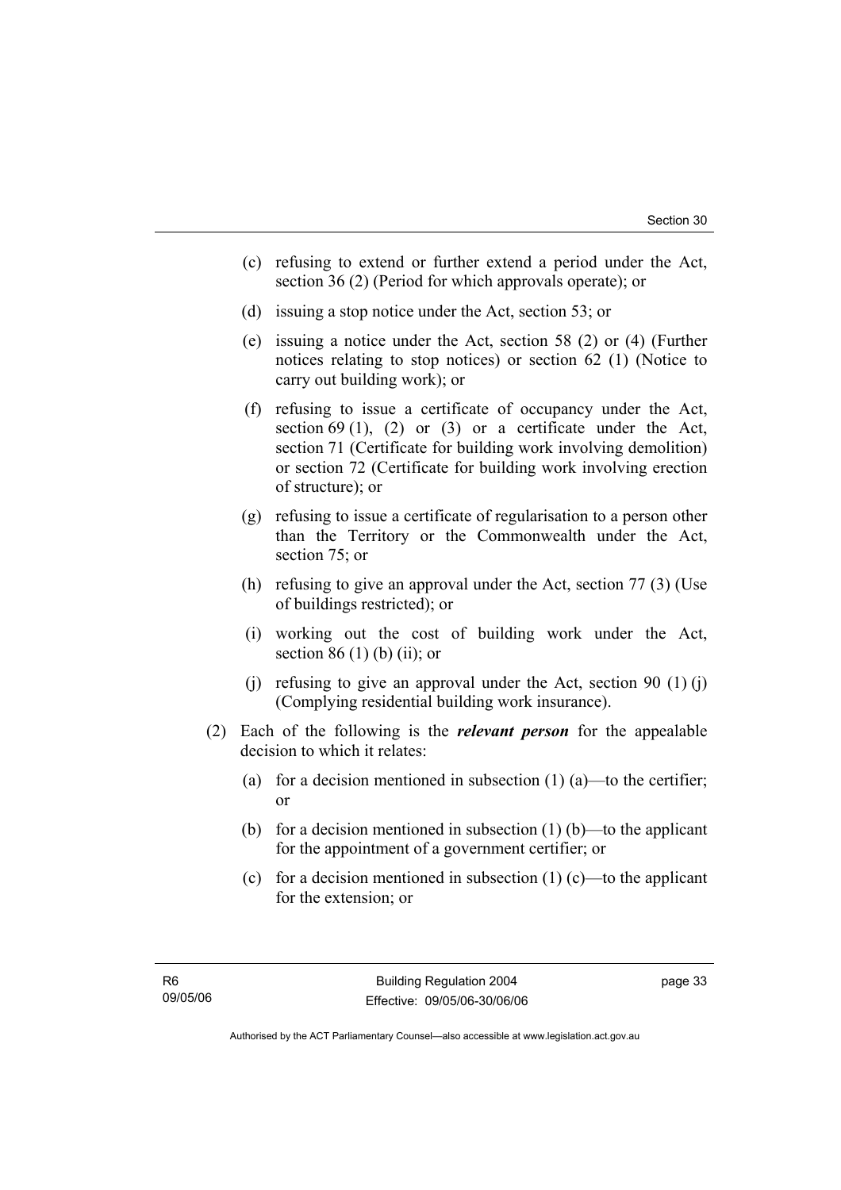(c) refusing to extend or further extend a period under the Act, section 36 (2) (Period for which approvals operate); or

(d) issuing a stop notice under the Act, section 53; or

(e) issuing a notice under the Act, section 58 (2) or (4) (Further notices relating to stop notices) or section 62 (1) (Notice to carry out building work); or

(f) refusing to issue a certificate of occupancy under the Act, section 69 (1), (2) or (3) or a certificate under the Act, section 71 (Certificate for building work involving demolition) or section 72 (Certificate for building work involving erection of structure); or

(g) refusing to issue a certificate of regularisation to a person other than the Territory or the Commonwealth under the Act, section 75; or

(h) refusing to give an approval under the Act, section 77 (3) (Use of buildings restricted); or

(i) working out the cost of building work under the Act, section 86 (1) (b) (ii); or

(j) refusing to give an approval under the Act, section 90 (1) (j) (Complying residential building work insurance).

(2) Each of the following is the ***relevant person*** for the appealable decision to which it relates:

(a) for a decision mentioned in subsection (1) (a)—to the certifier; or

(b) for a decision mentioned in subsection (1) (b)—to the applicant for the appointment of a government certifier; or

(c) for a decision mentioned in subsection (1) (c)—to the applicant for the extension; or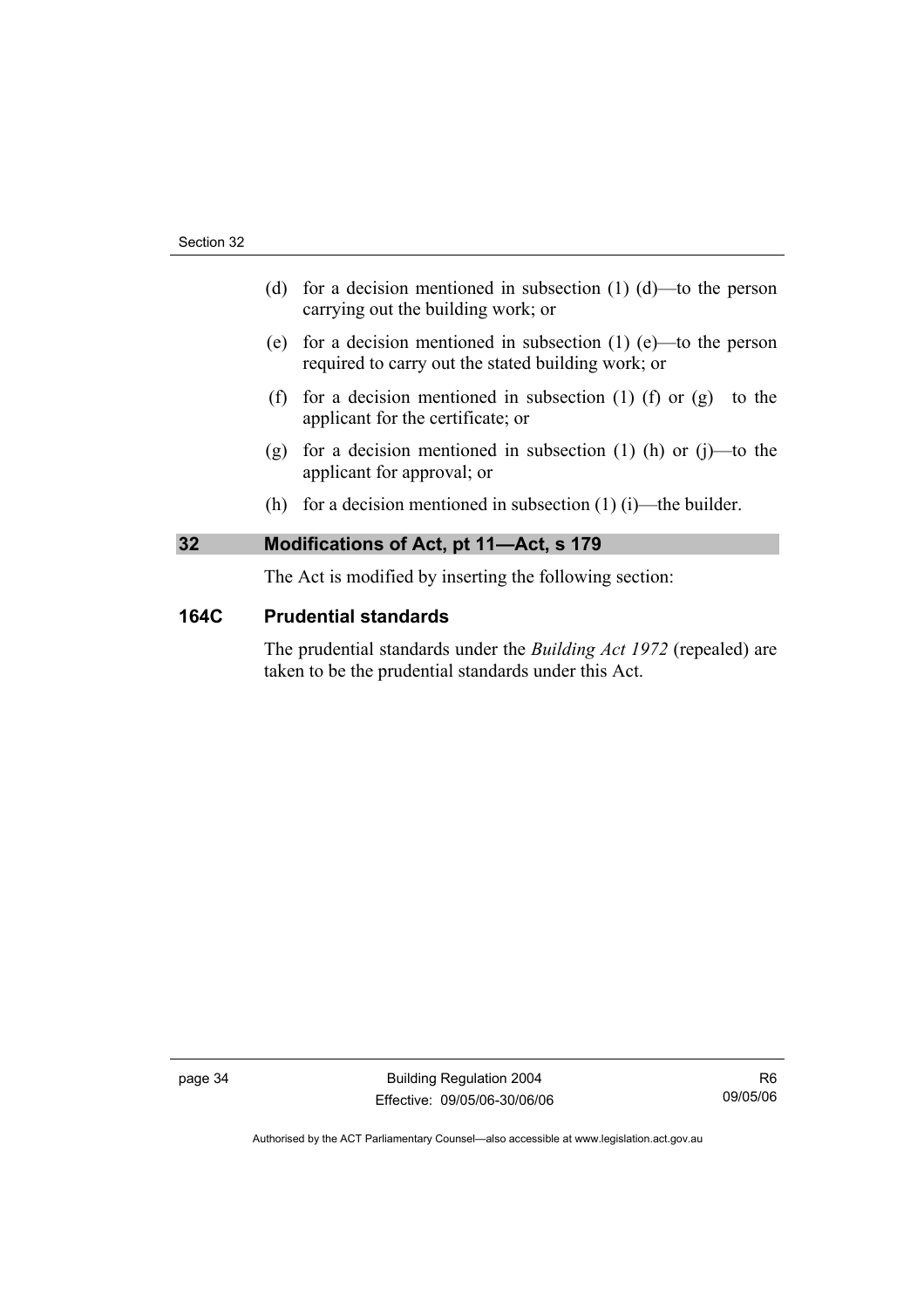(d) for a decision mentioned in subsection (1) (d)—to the person carrying out the building work; or

(e) for a decision mentioned in subsection (1) (e)—to the person required to carry out the stated building work; or

(f) for a decision mentioned in subsection (1) (f) or (g)  to the applicant for the certificate; or

(g) for a decision mentioned in subsection (1) (h) or (j)—to the applicant for approval; or

(h) for a decision mentioned in subsection (1) (i)—the builder.

## 32 Modifications of Act, pt 11—Act, s 179

The Act is modified by inserting the following section:

### 164C Prudential standards

The prudential standards under the *Building Act 1972* (repealed) are taken to be the prudential standards under this Act.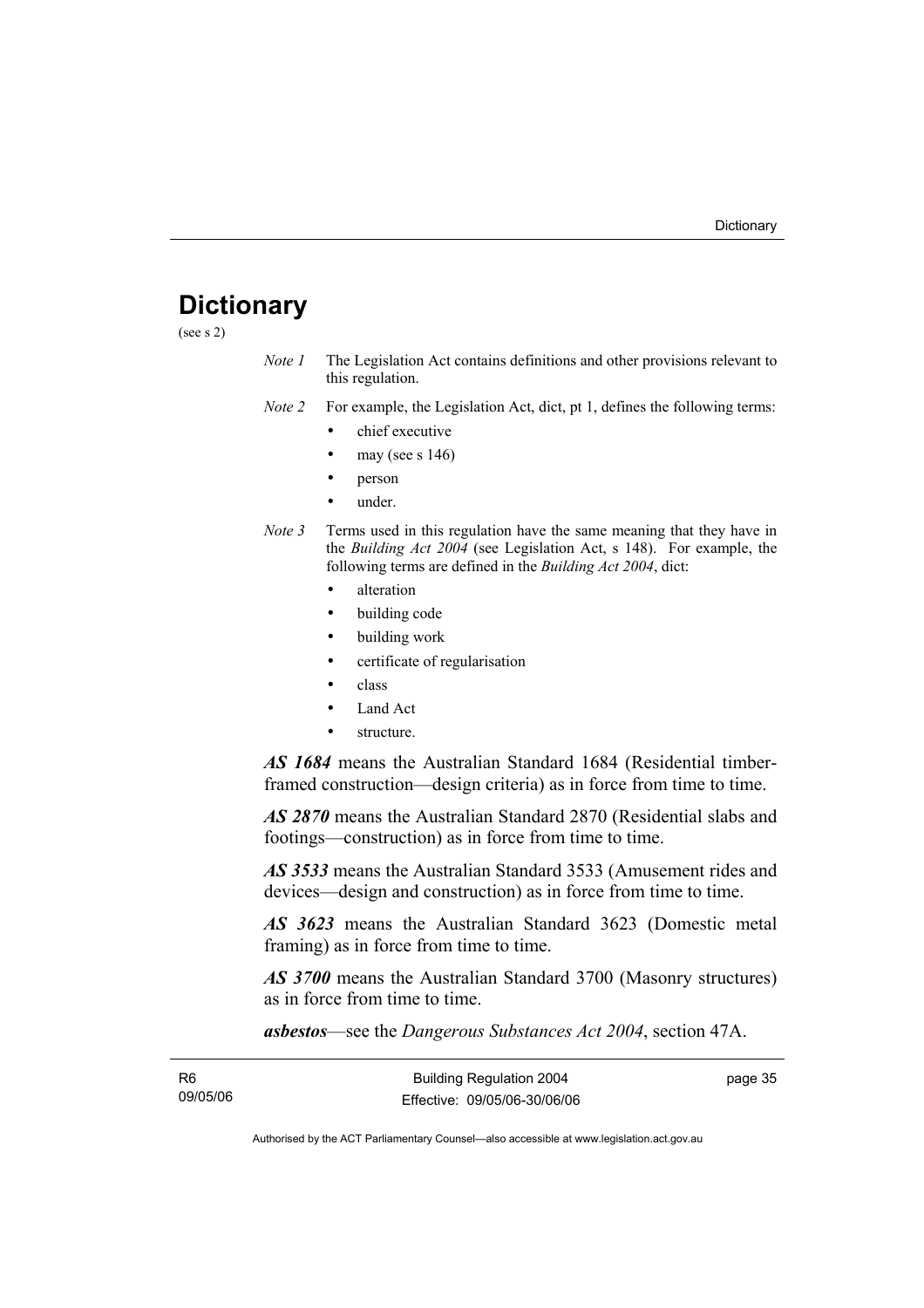# Dictionary

(see s 2)

*Note 1* The Legislation Act contains definitions and other provisions relevant to this regulation.

*Note 2* For example, the Legislation Act, dict, pt 1, defines the following terms:

- chief executive
- may (see s 146)
- person
- under.

*Note 3* Terms used in this regulation have the same meaning that they have in the *Building Act 2004* (see Legislation Act, s 148). For example, the following terms are defined in the *Building Act 2004*, dict:

- alteration
- building code
- building work
- certificate of regularisation
- class
- Land Act
- structure.

***AS 1684*** means the Australian Standard 1684 (Residential timber-framed construction—design criteria) as in force from time to time.

***AS 2870*** means the Australian Standard 2870 (Residential slabs and footings—construction) as in force from time to time.

***AS 3533*** means the Australian Standard 3533 (Amusement rides and devices—design and construction) as in force from time to time.

***AS 3623*** means the Australian Standard 3623 (Domestic metal framing) as in force from time to time.

***AS 3700*** means the Australian Standard 3700 (Masonry structures) as in force from time to time.

***asbestos***—see the *Dangerous Substances Act 2004*, section 47A.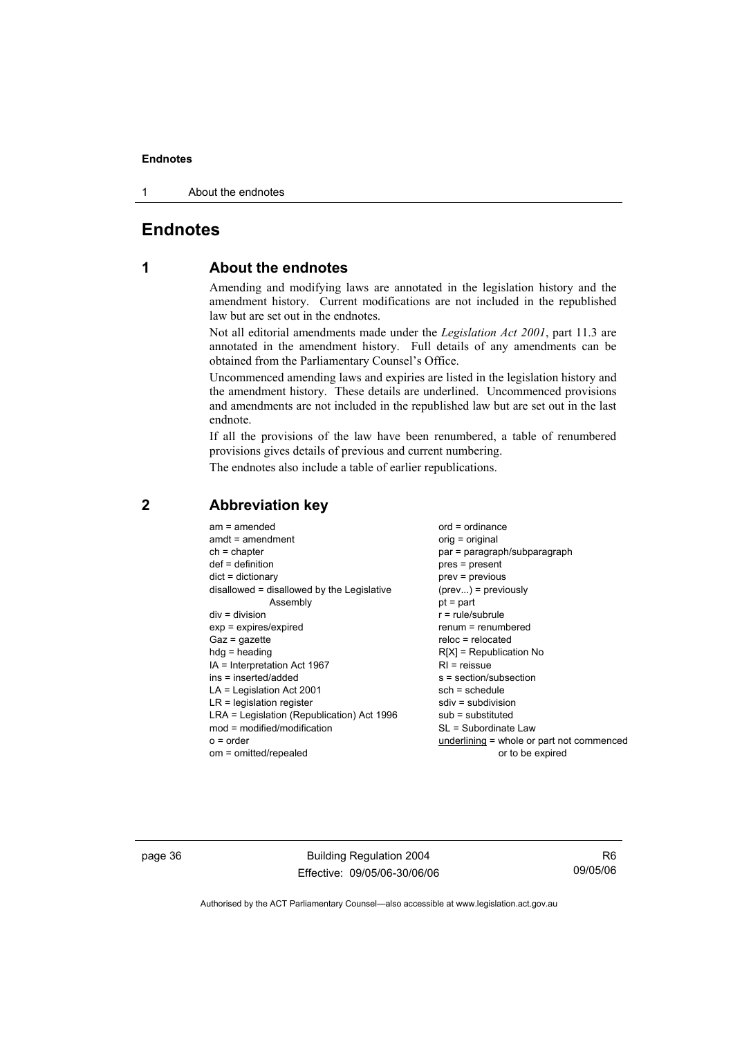# Endnotes

## 1 About the endnotes

Amending and modifying laws are annotated in the legislation history and the amendment history. Current modifications are not included in the republished law but are set out in the endnotes.

Not all editorial amendments made under the *Legislation Act 2001*, part 11.3 are annotated in the amendment history. Full details of any amendments can be obtained from the Parliamentary Counsel's Office.

Uncommenced amending laws and expiries are listed in the legislation history and the amendment history. These details are underlined. Uncommenced provisions and amendments are not included in the republished law but are set out in the last endnote.

If all the provisions of the law have been renumbered, a table of renumbered provisions gives details of previous and current numbering.

The endnotes also include a table of earlier republications.

## 2 Abbreviation key

am = amended
amdt = amendment
ch = chapter
def = definition
dict = dictionary
disallowed = disallowed by the Legislative Assembly
div = division
exp = expires/expired
Gaz = gazette
hdg = heading
IA = Interpretation Act 1967
ins = inserted/added
LA = Legislation Act 2001
LR = legislation register
LRA = Legislation (Republication) Act 1996
mod = modified/modification
o = order
om = omitted/repealed
ord = ordinance
orig = original
par = paragraph/subparagraph
pres = present
prev = previous
(prev...) = previously
pt = part
r = rule/subrule
renum = renumbered
reloc = relocated
R[X] = Republication No
RI = reissue
s = section/subsection
sch = schedule
sdiv = subdivision
sub = substituted
SL = Subordinate Law
<u>underlining</u> = whole or part not commenced or to be expired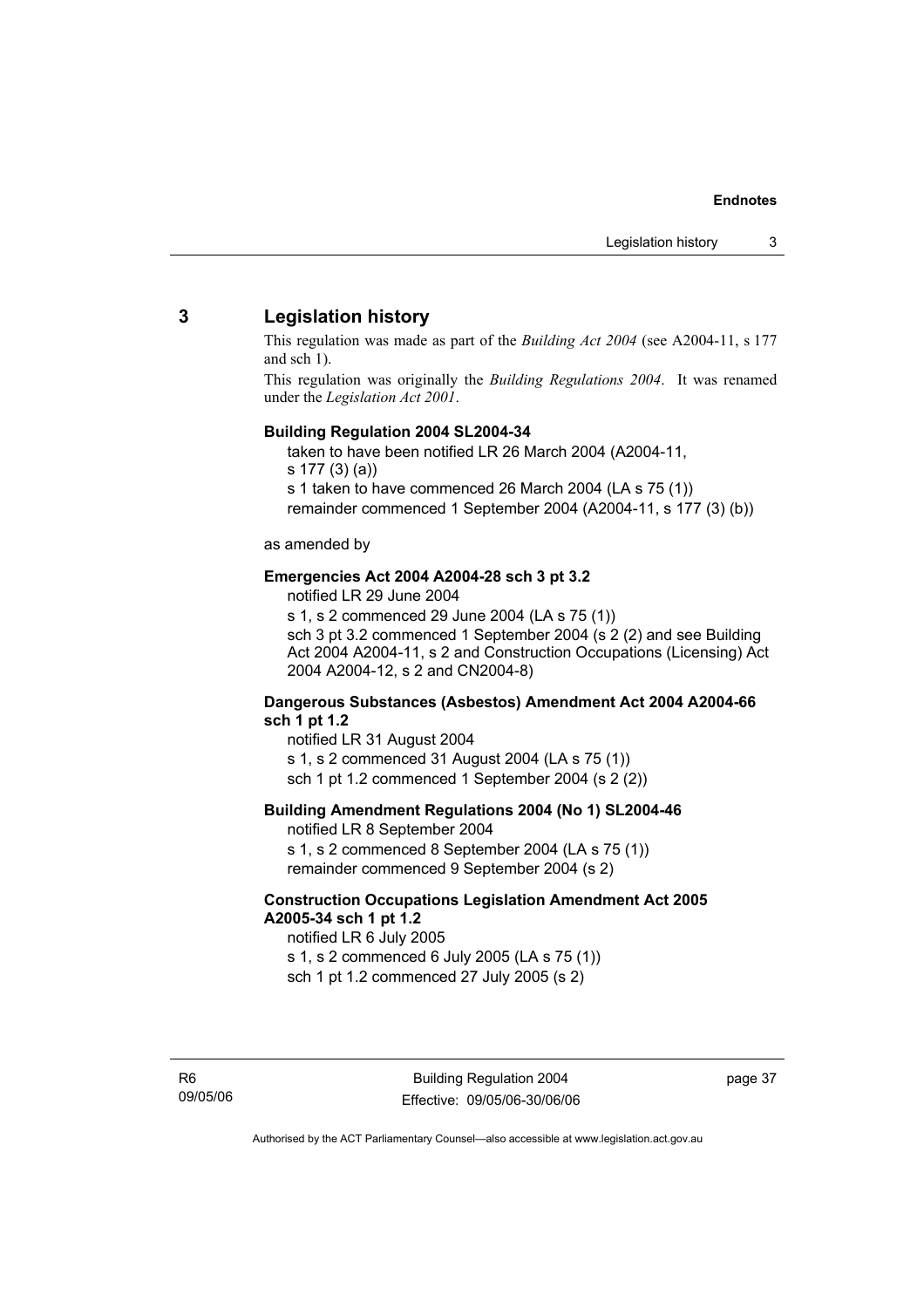## 3 Legislation history

This regulation was made as part of the *Building Act 2004* (see A2004-11, s 177 and sch 1).

This regulation was originally the *Building Regulations 2004*. It was renamed under the *Legislation Act 2001*.

**Building Regulation 2004 SL2004-34**

taken to have been notified LR 26 March 2004 (A2004-11, s 177 (3) (a))
s 1 taken to have commenced 26 March 2004 (LA s 75 (1))
remainder commenced 1 September 2004 (A2004-11, s 177 (3) (b))

as amended by

**Emergencies Act 2004 A2004-28 sch 3 pt 3.2**

notified LR 29 June 2004
s 1, s 2 commenced 29 June 2004 (LA s 75 (1))
sch 3 pt 3.2 commenced 1 September 2004 (s 2 (2) and see Building Act 2004 A2004-11, s 2 and Construction Occupations (Licensing) Act 2004 A2004-12, s 2 and CN2004-8)

**Dangerous Substances (Asbestos) Amendment Act 2004 A2004-66 sch 1 pt 1.2**

notified LR 31 August 2004
s 1, s 2 commenced 31 August 2004 (LA s 75 (1))
sch 1 pt 1.2 commenced 1 September 2004 (s 2 (2))

**Building Amendment Regulations 2004 (No 1) SL2004-46**

notified LR 8 September 2004
s 1, s 2 commenced 8 September 2004 (LA s 75 (1))
remainder commenced 9 September 2004 (s 2)

**Construction Occupations Legislation Amendment Act 2005 A2005-34 sch 1 pt 1.2**

notified LR 6 July 2005
s 1, s 2 commenced 6 July 2005 (LA s 75 (1))
sch 1 pt 1.2 commenced 27 July 2005 (s 2)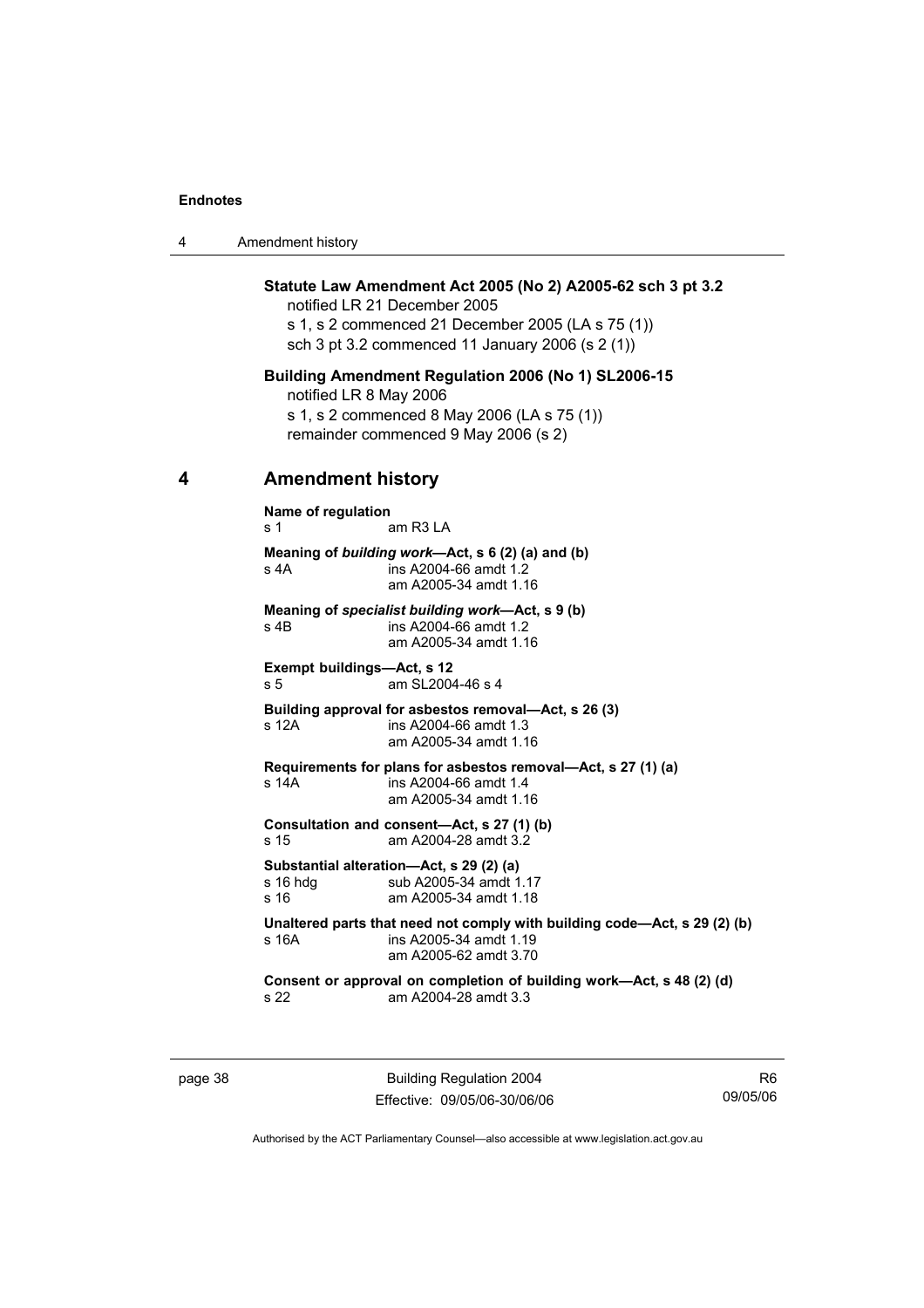**Statute Law Amendment Act 2005 (No 2) A2005-62 sch 3 pt 3.2**
notified LR 21 December 2005
s 1, s 2 commenced 21 December 2005 (LA s 75 (1))
sch 3 pt 3.2 commenced 11 January 2006 (s 2 (1))

**Building Amendment Regulation 2006 (No 1) SL2006-15**
notified LR 8 May 2006
s 1, s 2 commenced 8 May 2006 (LA s 75 (1))
remainder commenced 9 May 2006 (s 2)

## 4 Amendment history

**Name of regulation**
s 1 am R3 LA

**Meaning of *building work*—Act, s 6 (2) (a) and (b)**
s 4A ins A2004-66 amdt 1.2
am A2005-34 amdt 1.16

**Meaning of *specialist building work*—Act, s 9 (b)**
s 4B ins A2004-66 amdt 1.2
am A2005-34 amdt 1.16

**Exempt buildings—Act, s 12**
s 5 am SL2004-46 s 4

**Building approval for asbestos removal—Act, s 26 (3)**
s 12A ins A2004-66 amdt 1.3
am A2005-34 amdt 1.16

**Requirements for plans for asbestos removal—Act, s 27 (1) (a)**
s 14A ins A2004-66 amdt 1.4
am A2005-34 amdt 1.16

**Consultation and consent—Act, s 27 (1) (b)**
s 15 am A2004-28 amdt 3.2

**Substantial alteration—Act, s 29 (2) (a)**
s 16 hdg sub A2005-34 amdt 1.17
s 16 am A2005-34 amdt 1.18

**Unaltered parts that need not comply with building code—Act, s 29 (2) (b)**
s 16A ins A2005-34 amdt 1.19
am A2005-62 amdt 3.70

**Consent or approval on completion of building work—Act, s 48 (2) (d)**
s 22 am A2004-28 amdt 3.3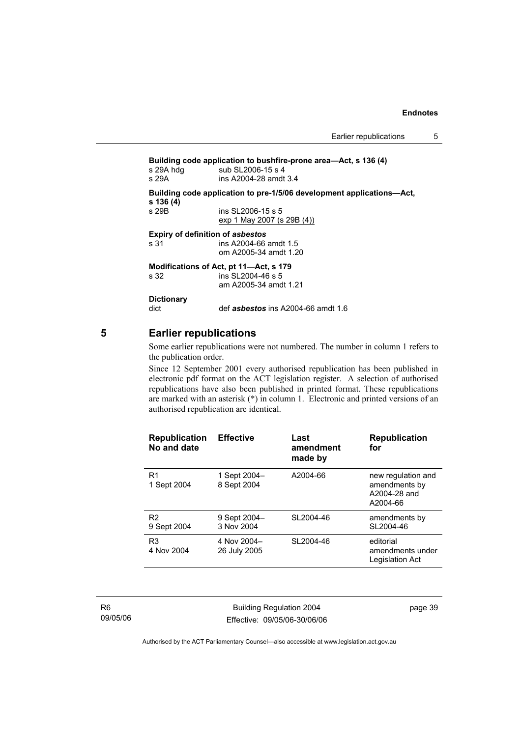**Building code application to bushfire-prone area—Act, s 136 (4)**
s 29A hdg sub SL2006-15 s 4
s 29A ins A2004-28 amdt 3.4

**Building code application to pre-1/5/06 development applications—Act, s 136 (4)**
s 29B ins SL2006-15 s 5
exp 1 May 2007 (s 29B (4))

**Expiry of definition of *asbestos***
s 31 ins A2004-66 amdt 1.5
om A2005-34 amdt 1.20

**Modifications of Act, pt 11—Act, s 179**
s 32 ins SL2004-46 s 5
am A2005-34 amdt 1.21

**Dictionary**
dict def ***asbestos*** ins A2004-66 amdt 1.6

## 5 Earlier republications

Some earlier republications were not numbered. The number in column 1 refers to the publication order.

Since 12 September 2001 every authorised republication has been published in electronic pdf format on the ACT legislation register. A selection of authorised republications have also been published in printed format. These republications are marked with an asterisk (*) in column 1. Electronic and printed versions of an authorised republication are identical.

| Republication No and date | Effective | Last amendment made by | Republication for |
|---|---|---|---|
| R1<br>1 Sept 2004 | 1 Sept 2004–<br>8 Sept 2004 | A2004-66 | new regulation and amendments by A2004-28 and A2004-66 |
| R2<br>9 Sept 2004 | 9 Sept 2004–<br>3 Nov 2004 | SL2004-46 | amendments by SL2004-46 |
| R3<br>4 Nov 2004 | 4 Nov 2004–<br>26 July 2005 | SL2004-46 | editorial amendments under Legislation Act |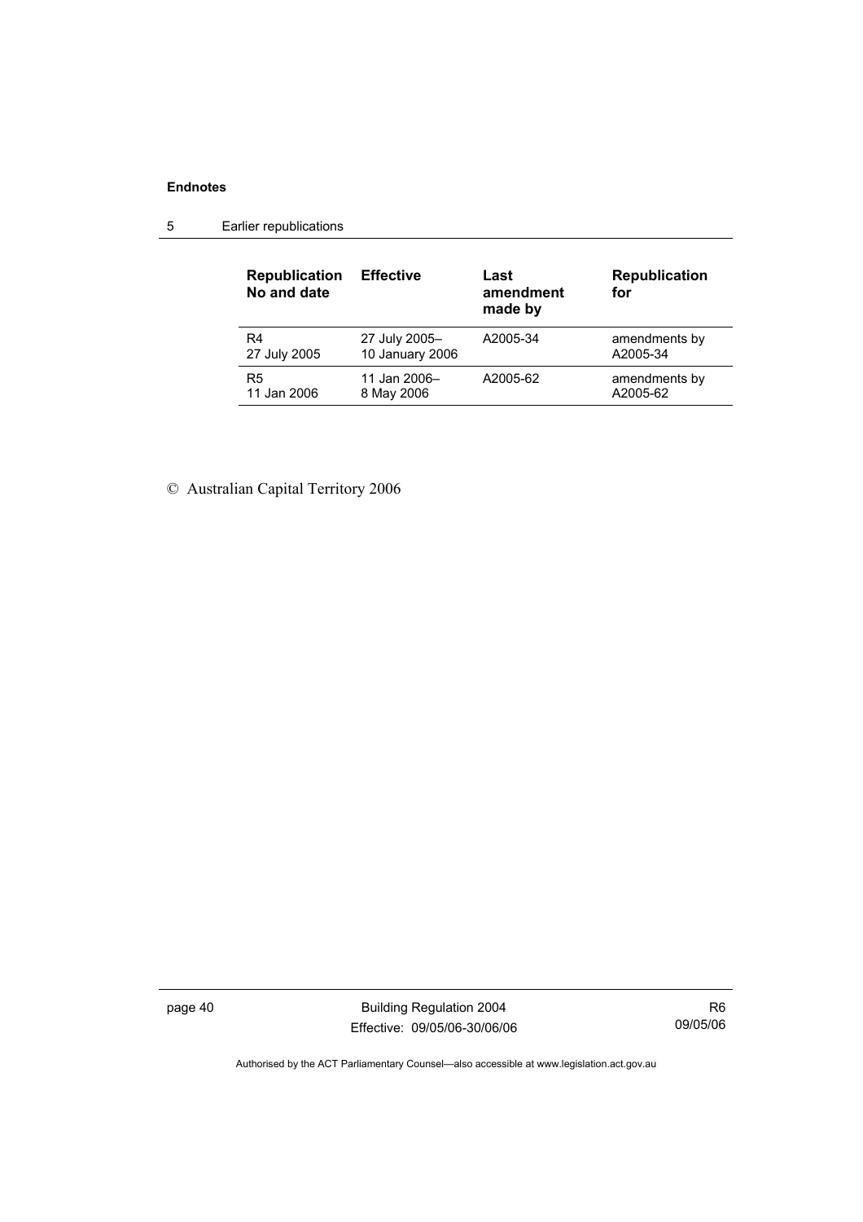## 5 Earlier republications

| Republication No and date | Effective | Last amendment made by | Republication for |
|---|---|---|---|
| R4 27 July 2005 | 27 July 2005– 10 January 2006 | A2005-34 | amendments by A2005-34 |
| R5 11 Jan 2006 | 11 Jan 2006– 8 May 2006 | A2005-62 | amendments by A2005-62 |

© Australian Capital Territory 2006